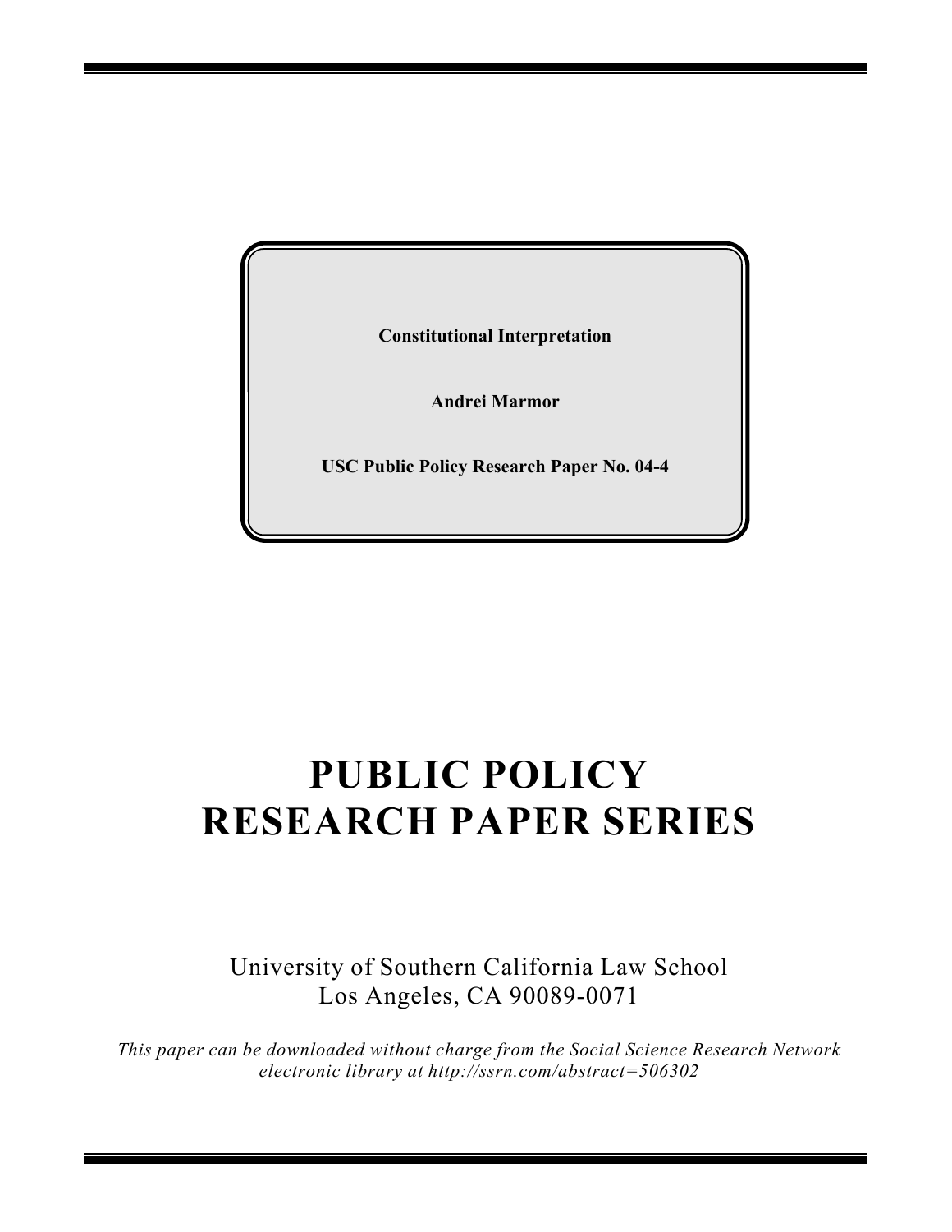**Constitutional Interpretation**

**Andrei Marmor**

**USC Public Policy Research Paper No. 04-4**

# PUBLIC POLICY RESEARCH PAPER SERIES

University of Southern California Law School
Los Angeles, CA 90089-0071

*This paper can be downloaded without charge from the Social Science Research Network electronic library at http://ssrn.com/abstract=506302*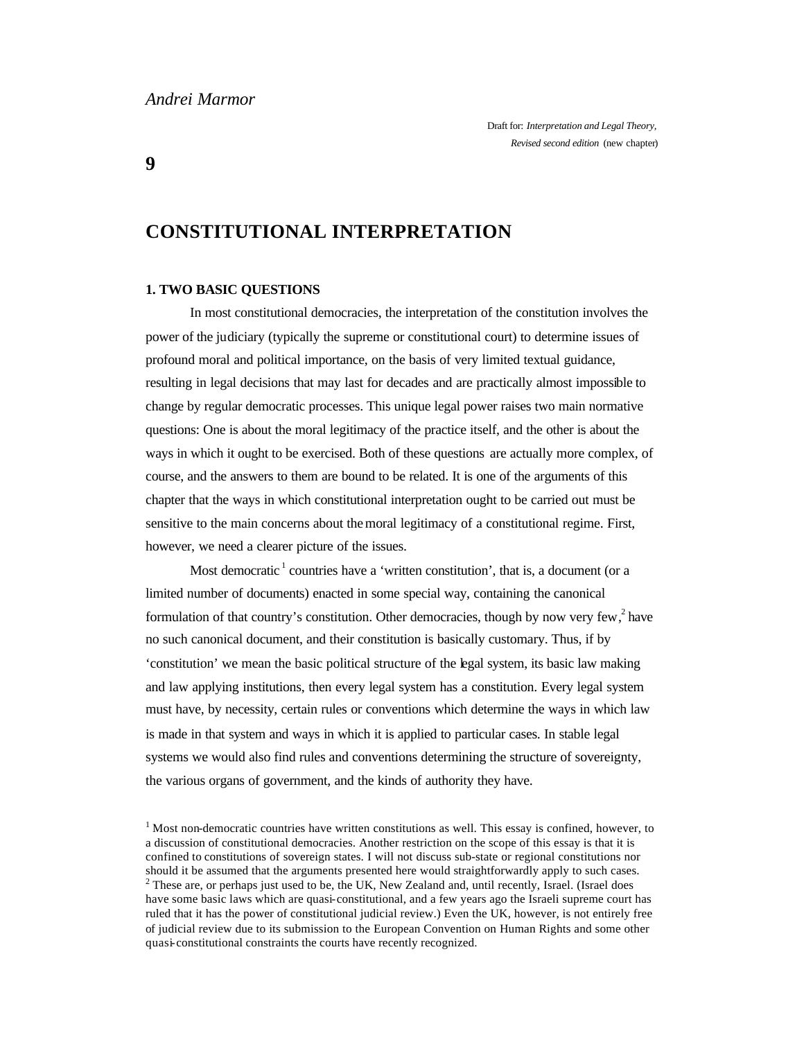*Andrei Marmor*

Draft for: *Interpretation and Legal Theory, Revised second edition* (new chapter)

**9**

# CONSTITUTIONAL INTERPRETATION

## 1. TWO BASIC QUESTIONS

In most constitutional democracies, the interpretation of the constitution involves the power of the judiciary (typically the supreme or constitutional court) to determine issues of profound moral and political importance, on the basis of very limited textual guidance, resulting in legal decisions that may last for decades and are practically almost impossible to change by regular democratic processes. This unique legal power raises two main normative questions: One is about the moral legitimacy of the practice itself, and the other is about the ways in which it ought to be exercised. Both of these questions are actually more complex, of course, and the answers to them are bound to be related. It is one of the arguments of this chapter that the ways in which constitutional interpretation ought to be carried out must be sensitive to the main concerns about the moral legitimacy of a constitutional regime. First, however, we need a clearer picture of the issues.

Most democratic[1] countries have a 'written constitution', that is, a document (or a limited number of documents) enacted in some special way, containing the canonical formulation of that country's constitution. Other democracies, though by now very few,[2] have no such canonical document, and their constitution is basically customary. Thus, if by 'constitution' we mean the basic political structure of the legal system, its basic law making and law applying institutions, then every legal system has a constitution. Every legal system must have, by necessity, certain rules or conventions which determine the ways in which law is made in that system and ways in which it is applied to particular cases. In stable legal systems we would also find rules and conventions determining the structure of sovereignty, the various organs of government, and the kinds of authority they have.

[1] Most non-democratic countries have written constitutions as well. This essay is confined, however, to a discussion of constitutional democracies. Another restriction on the scope of this essay is that it is confined to constitutions of sovereign states. I will not discuss sub-state or regional constitutions nor should it be assumed that the arguments presented here would straightforwardly apply to such cases.

[2] These are, or perhaps just used to be, the UK, New Zealand and, until recently, Israel. (Israel does have some basic laws which are quasi-constitutional, and a few years ago the Israeli supreme court has ruled that it has the power of constitutional judicial review.) Even the UK, however, is not entirely free of judicial review due to its submission to the European Convention on Human Rights and some other quasi-constitutional constraints the courts have recently recognized.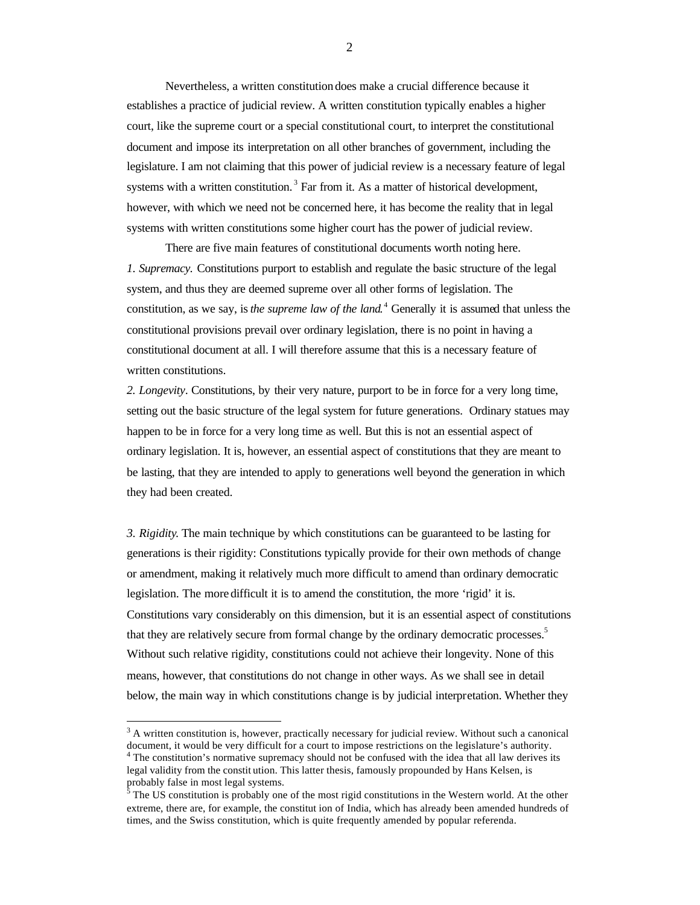Nevertheless, a written constitution does make a crucial difference because it establishes a practice of judicial review. A written constitution typically enables a higher court, like the supreme court or a special constitutional court, to interpret the constitutional document and impose its interpretation on all other branches of government, including the legislature. I am not claiming that this power of judicial review is a necessary feature of legal systems with a written constitution.[3] Far from it. As a matter of historical development, however, with which we need not be concerned here, it has become the reality that in legal systems with written constitutions some higher court has the power of judicial review.

There are five main features of constitutional documents worth noting here.

*1. Supremacy.* Constitutions purport to establish and regulate the basic structure of the legal system, and thus they are deemed supreme over all other forms of legislation. The constitution, as we say, is *the supreme law of the land*.[4] Generally it is assumed that unless the constitutional provisions prevail over ordinary legislation, there is no point in having a constitutional document at all. I will therefore assume that this is a necessary feature of written constitutions.

*2. Longevity*. Constitutions, by their very nature, purport to be in force for a very long time, setting out the basic structure of the legal system for future generations. Ordinary statues may happen to be in force for a very long time as well. But this is not an essential aspect of ordinary legislation. It is, however, an essential aspect of constitutions that they are meant to be lasting, that they are intended to apply to generations well beyond the generation in which they had been created.

*3. Rigidity.* The main technique by which constitutions can be guaranteed to be lasting for generations is their rigidity: Constitutions typically provide for their own methods of change or amendment, making it relatively much more difficult to amend than ordinary democratic legislation. The more difficult it is to amend the constitution, the more 'rigid' it is. Constitutions vary considerably on this dimension, but it is an essential aspect of constitutions that they are relatively secure from formal change by the ordinary democratic processes.[5] Without such relative rigidity, constitutions could not achieve their longevity. None of this means, however, that constitutions do not change in other ways. As we shall see in detail below, the main way in which constitutions change is by judicial interpretation. Whether they

---

[3] A written constitution is, however, practically necessary for judicial review. Without such a canonical document, it would be very difficult for a court to impose restrictions on the legislature's authority.

[4] The constitution's normative supremacy should not be confused with the idea that all law derives its legal validity from the constitution. This latter thesis, famously propounded by Hans Kelsen, is probably false in most legal systems.

[5] The US constitution is probably one of the most rigid constitutions in the Western world. At the other extreme, there are, for example, the constitution of India, which has already been amended hundreds of times, and the Swiss constitution, which is quite frequently amended by popular referenda.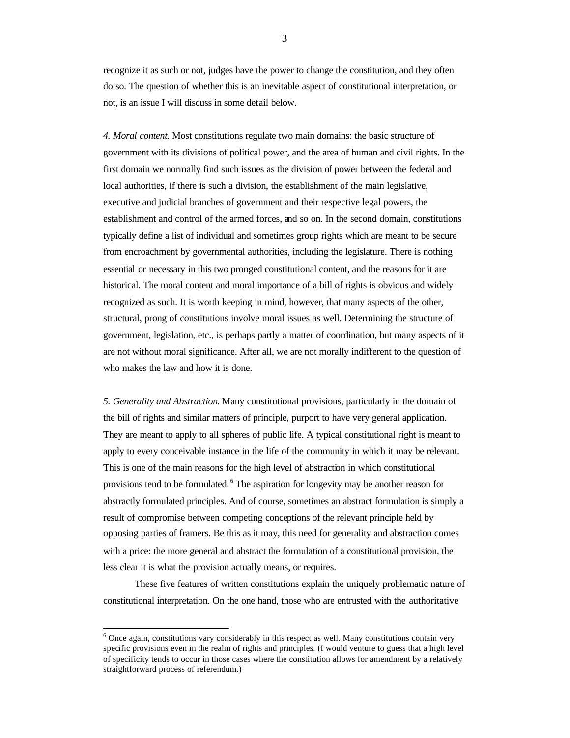recognize it as such or not, judges have the power to change the constitution, and they often do so. The question of whether this is an inevitable aspect of constitutional interpretation, or not, is an issue I will discuss in some detail below.

*4. Moral content.* Most constitutions regulate two main domains: the basic structure of government with its divisions of political power, and the area of human and civil rights. In the first domain we normally find such issues as the division of power between the federal and local authorities, if there is such a division, the establishment of the main legislative, executive and judicial branches of government and their respective legal powers, the establishment and control of the armed forces, and so on. In the second domain, constitutions typically define a list of individual and sometimes group rights which are meant to be secure from encroachment by governmental authorities, including the legislature. There is nothing essential or necessary in this two pronged constitutional content, and the reasons for it are historical. The moral content and moral importance of a bill of rights is obvious and widely recognized as such. It is worth keeping in mind, however, that many aspects of the other, structural, prong of constitutions involve moral issues as well. Determining the structure of government, legislation, etc., is perhaps partly a matter of coordination, but many aspects of it are not without moral significance. After all, we are not morally indifferent to the question of who makes the law and how it is done.

*5. Generality and Abstraction*. Many constitutional provisions, particularly in the domain of the bill of rights and similar matters of principle, purport to have very general application. They are meant to apply to all spheres of public life. A typical constitutional right is meant to apply to every conceivable instance in the life of the community in which it may be relevant. This is one of the main reasons for the high level of abstraction in which constitutional provisions tend to be formulated.[6] The aspiration for longevity may be another reason for abstractly formulated principles. And of course, sometimes an abstract formulation is simply a result of compromise between competing conceptions of the relevant principle held by opposing parties of framers. Be this as it may, this need for generality and abstraction comes with a price: the more general and abstract the formulation of a constitutional provision, the less clear it is what the provision actually means, or requires.

These five features of written constitutions explain the uniquely problematic nature of constitutional interpretation. On the one hand, those who are entrusted with the authoritative

---

[6] Once again, constitutions vary considerably in this respect as well. Many constitutions contain very specific provisions even in the realm of rights and principles. (I would venture to guess that a high level of specificity tends to occur in those cases where the constitution allows for amendment by a relatively straightforward process of referendum.)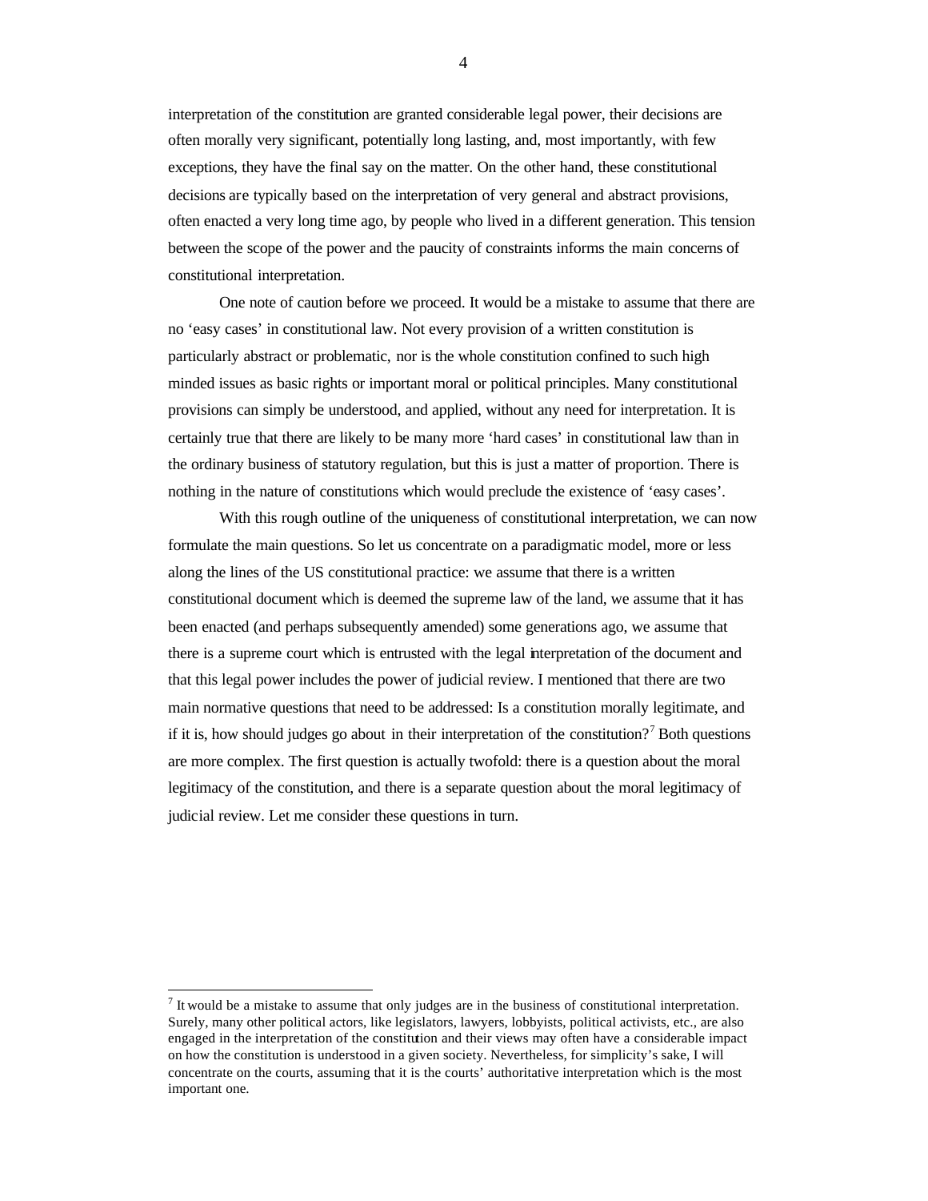interpretation of the constitution are granted considerable legal power, their decisions are often morally very significant, potentially long lasting, and, most importantly, with few exceptions, they have the final say on the matter. On the other hand, these constitutional decisions are typically based on the interpretation of very general and abstract provisions, often enacted a very long time ago, by people who lived in a different generation. This tension between the scope of the power and the paucity of constraints informs the main concerns of constitutional interpretation.

One note of caution before we proceed. It would be a mistake to assume that there are no 'easy cases' in constitutional law. Not every provision of a written constitution is particularly abstract or problematic, nor is the whole constitution confined to such high minded issues as basic rights or important moral or political principles. Many constitutional provisions can simply be understood, and applied, without any need for interpretation. It is certainly true that there are likely to be many more 'hard cases' in constitutional law than in the ordinary business of statutory regulation, but this is just a matter of proportion. There is nothing in the nature of constitutions which would preclude the existence of 'easy cases'.

With this rough outline of the uniqueness of constitutional interpretation, we can now formulate the main questions. So let us concentrate on a paradigmatic model, more or less along the lines of the US constitutional practice: we assume that there is a written constitutional document which is deemed the supreme law of the land, we assume that it has been enacted (and perhaps subsequently amended) some generations ago, we assume that there is a supreme court which is entrusted with the legal interpretation of the document and that this legal power includes the power of judicial review. I mentioned that there are two main normative questions that need to be addressed: Is a constitution morally legitimate, and if it is, how should judges go about in their interpretation of the constitution?[7] Both questions are more complex. The first question is actually twofold: there is a question about the moral legitimacy of the constitution, and there is a separate question about the moral legitimacy of judicial review. Let me consider these questions in turn.

---

[7] It would be a mistake to assume that only judges are in the business of constitutional interpretation. Surely, many other political actors, like legislators, lawyers, lobbyists, political activists, etc., are also engaged in the interpretation of the constitution and their views may often have a considerable impact on how the constitution is understood in a given society. Nevertheless, for simplicity's sake, I will concentrate on the courts, assuming that it is the courts' authoritative interpretation which is the most important one.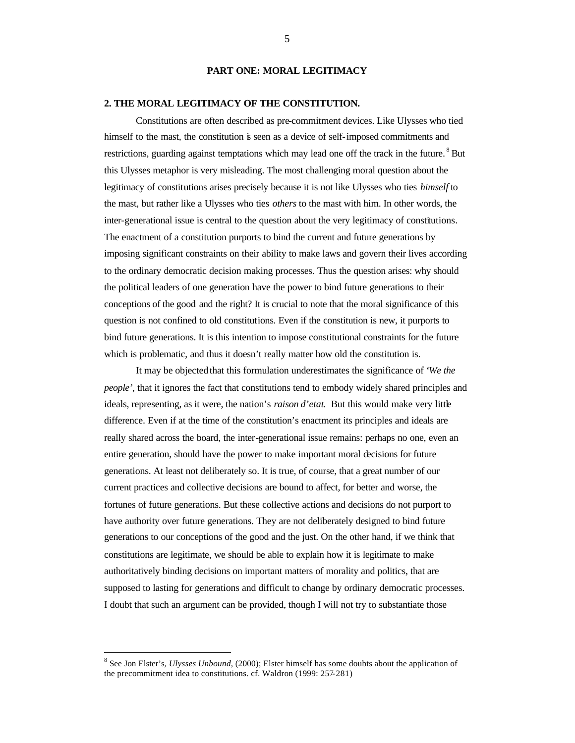# PART ONE: MORAL LEGITIMACY

## 2. THE MORAL LEGITIMACY OF THE CONSTITUTION.

Constitutions are often described as pre-commitment devices. Like Ulysses who tied himself to the mast, the constitution is seen as a device of self-imposed commitments and restrictions, guarding against temptations which may lead one off the track in the future.[8] But this Ulysses metaphor is very misleading. The most challenging moral question about the legitimacy of constitutions arises precisely because it is not like Ulysses who ties *himself* to the mast, but rather like a Ulysses who ties *others* to the mast with him. In other words, the inter-generational issue is central to the question about the very legitimacy of constitutions. The enactment of a constitution purports to bind the current and future generations by imposing significant constraints on their ability to make laws and govern their lives according to the ordinary democratic decision making processes. Thus the question arises: why should the political leaders of one generation have the power to bind future generations to their conceptions of the good and the right? It is crucial to note that the moral significance of this question is not confined to old constitutions. Even if the constitution is new, it purports to bind future generations. It is this intention to impose constitutional constraints for the future which is problematic, and thus it doesn't really matter how old the constitution is.

It may be objected that this formulation underestimates the significance of *'We the people'*, that it ignores the fact that constitutions tend to embody widely shared principles and ideals, representing, as it were, the nation's *raison d'etat*. But this would make very little difference. Even if at the time of the constitution's enactment its principles and ideals are really shared across the board, the inter-generational issue remains: perhaps no one, even an entire generation, should have the power to make important moral decisions for future generations. At least not deliberately so. It is true, of course, that a great number of our current practices and collective decisions are bound to affect, for better and worse, the fortunes of future generations. But these collective actions and decisions do not purport to have authority over future generations. They are not deliberately designed to bind future generations to our conceptions of the good and the just. On the other hand, if we think that constitutions are legitimate, we should be able to explain how it is legitimate to make authoritatively binding decisions on important matters of morality and politics, that are supposed to lasting for generations and difficult to change by ordinary democratic processes. I doubt that such an argument can be provided, though I will not try to substantiate those

[8] See Jon Elster's, *Ulysses Unbound*, (2000); Elster himself has some doubts about the application of the precommitment idea to constitutions. cf. Waldron (1999: 257-281)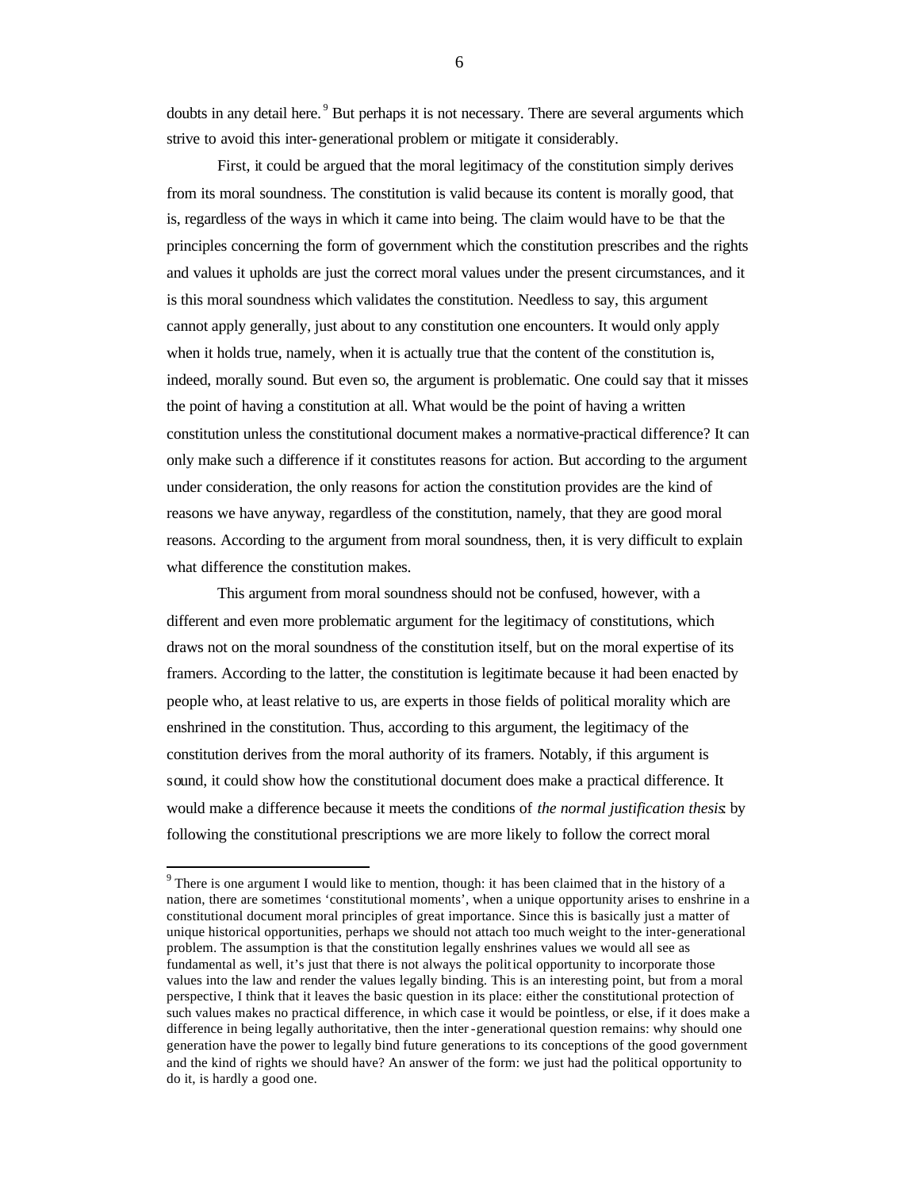doubts in any detail here.[9] But perhaps it is not necessary. There are several arguments which strive to avoid this inter-generational problem or mitigate it considerably.

First, it could be argued that the moral legitimacy of the constitution simply derives from its moral soundness. The constitution is valid because its content is morally good, that is, regardless of the ways in which it came into being. The claim would have to be that the principles concerning the form of government which the constitution prescribes and the rights and values it upholds are just the correct moral values under the present circumstances, and it is this moral soundness which validates the constitution. Needless to say, this argument cannot apply generally, just about to any constitution one encounters. It would only apply when it holds true, namely, when it is actually true that the content of the constitution is, indeed, morally sound. But even so, the argument is problematic. One could say that it misses the point of having a constitution at all. What would be the point of having a written constitution unless the constitutional document makes a normative-practical difference? It can only make such a difference if it constitutes reasons for action. But according to the argument under consideration, the only reasons for action the constitution provides are the kind of reasons we have anyway, regardless of the constitution, namely, that they are good moral reasons. According to the argument from moral soundness, then, it is very difficult to explain what difference the constitution makes.

This argument from moral soundness should not be confused, however, with a different and even more problematic argument for the legitimacy of constitutions, which draws not on the moral soundness of the constitution itself, but on the moral expertise of its framers. According to the latter, the constitution is legitimate because it had been enacted by people who, at least relative to us, are experts in those fields of political morality which are enshrined in the constitution. Thus, according to this argument, the legitimacy of the constitution derives from the moral authority of its framers. Notably, if this argument is sound, it could show how the constitutional document does make a practical difference. It would make a difference because it meets the conditions of *the normal justification thesis*: by following the constitutional prescriptions we are more likely to follow the correct moral

[9] There is one argument I would like to mention, though: it has been claimed that in the history of a nation, there are sometimes 'constitutional moments', when a unique opportunity arises to enshrine in a constitutional document moral principles of great importance. Since this is basically just a matter of unique historical opportunities, perhaps we should not attach too much weight to the inter-generational problem. The assumption is that the constitution legally enshrines values we would all see as fundamental as well, it's just that there is not always the political opportunity to incorporate those values into the law and render the values legally binding. This is an interesting point, but from a moral perspective, I think that it leaves the basic question in its place: either the constitutional protection of such values makes no practical difference, in which case it would be pointless, or else, if it does make a difference in being legally authoritative, then the inter-generational question remains: why should one generation have the power to legally bind future generations to its conceptions of the good government and the kind of rights we should have? An answer of the form: we just had the political opportunity to do it, is hardly a good one.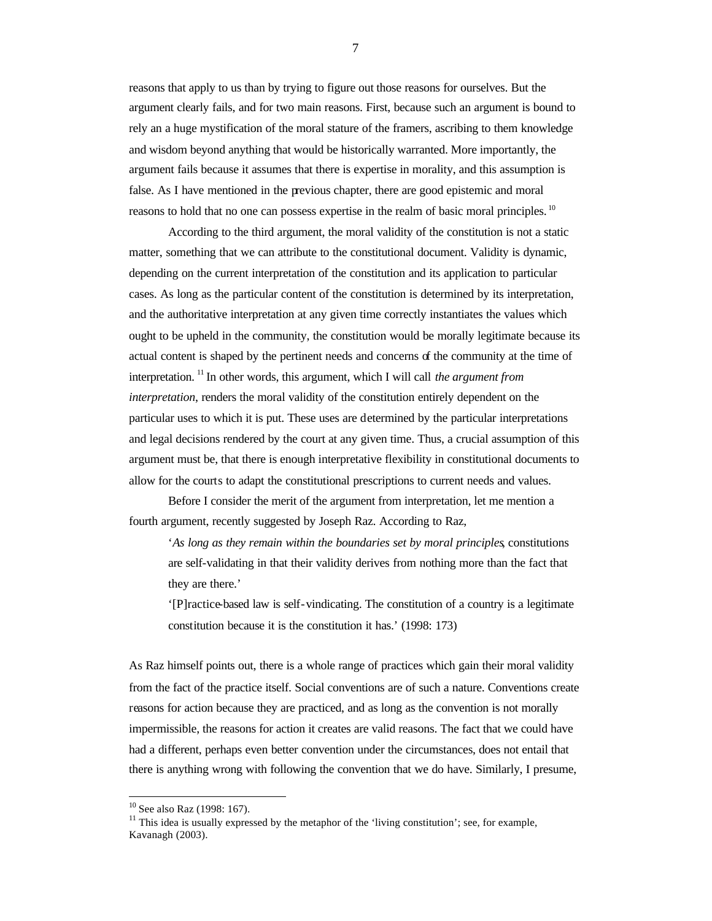reasons that apply to us than by trying to figure out those reasons for ourselves. But the argument clearly fails, and for two main reasons. First, because such an argument is bound to rely an a huge mystification of the moral stature of the framers, ascribing to them knowledge and wisdom beyond anything that would be historically warranted. More importantly, the argument fails because it assumes that there is expertise in morality, and this assumption is false. As I have mentioned in the previous chapter, there are good epistemic and moral reasons to hold that no one can possess expertise in the realm of basic moral principles.[10]

According to the third argument, the moral validity of the constitution is not a static matter, something that we can attribute to the constitutional document. Validity is dynamic, depending on the current interpretation of the constitution and its application to particular cases. As long as the particular content of the constitution is determined by its interpretation, and the authoritative interpretation at any given time correctly instantiates the values which ought to be upheld in the community, the constitution would be morally legitimate because its actual content is shaped by the pertinent needs and concerns of the community at the time of interpretation.[11] In other words, this argument, which I will call *the argument from interpretation*, renders the moral validity of the constitution entirely dependent on the particular uses to which it is put. These uses are determined by the particular interpretations and legal decisions rendered by the court at any given time. Thus, a crucial assumption of this argument must be, that there is enough interpretative flexibility in constitutional documents to allow for the courts to adapt the constitutional prescriptions to current needs and values.

Before I consider the merit of the argument from interpretation, let me mention a fourth argument, recently suggested by Joseph Raz. According to Raz,

> '*As long as they remain within the boundaries set by moral principles*, constitutions are self-validating in that their validity derives from nothing more than the fact that they are there.'
>
> '[P]ractice-based law is self-vindicating. The constitution of a country is a legitimate constitution because it is the constitution it has.' (1998: 173)

As Raz himself points out, there is a whole range of practices which gain their moral validity from the fact of the practice itself. Social conventions are of such a nature. Conventions create reasons for action because they are practiced, and as long as the convention is not morally impermissible, the reasons for action it creates are valid reasons. The fact that we could have had a different, perhaps even better convention under the circumstances, does not entail that there is anything wrong with following the convention that we do have. Similarly, I presume,

---

[10] See also Raz (1998: 167).

[11] This idea is usually expressed by the metaphor of the 'living constitution'; see, for example, Kavanagh (2003).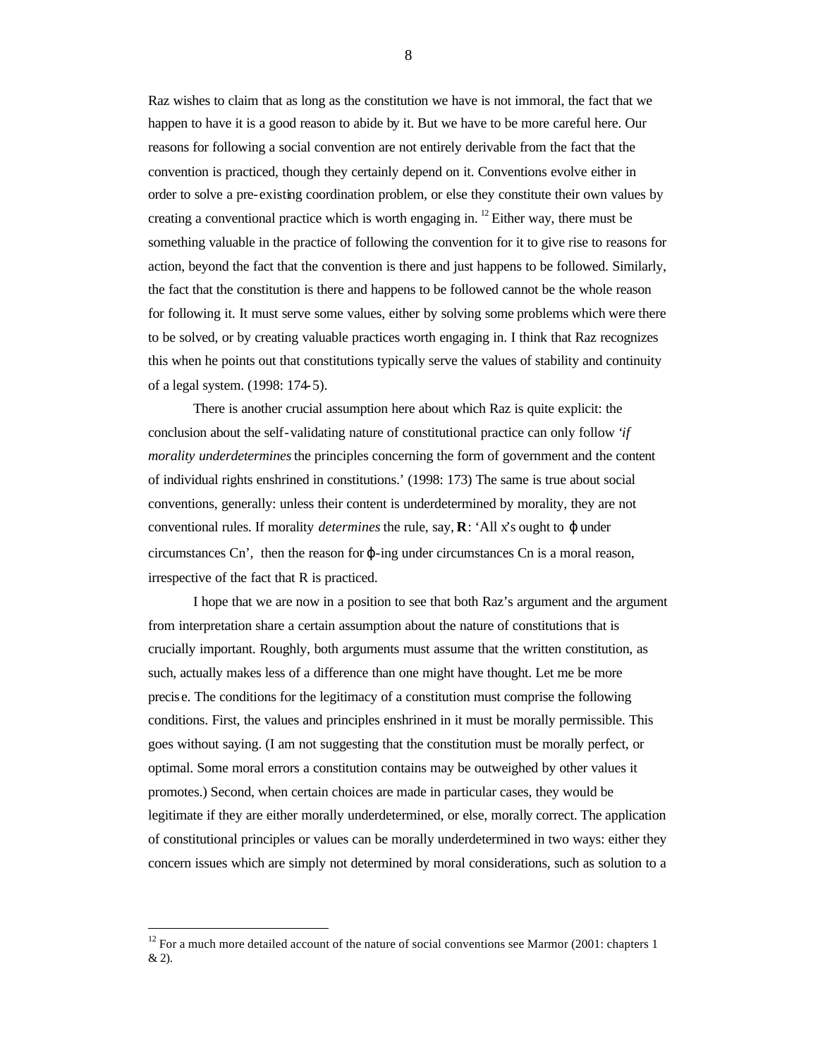Raz wishes to claim that as long as the constitution we have is not immoral, the fact that we happen to have it is a good reason to abide by it. But we have to be more careful here. Our reasons for following a social convention are not entirely derivable from the fact that the convention is practiced, though they certainly depend on it. Conventions evolve either in order to solve a pre-existing coordination problem, or else they constitute their own values by creating a conventional practice which is worth engaging in. [12] Either way, there must be something valuable in the practice of following the convention for it to give rise to reasons for action, beyond the fact that the convention is there and just happens to be followed. Similarly, the fact that the constitution is there and happens to be followed cannot be the whole reason for following it. It must serve some values, either by solving some problems which were there to be solved, or by creating valuable practices worth engaging in. I think that Raz recognizes this when he points out that constitutions typically serve the values of stability and continuity of a legal system. (1998: 174-5).

There is another crucial assumption here about which Raz is quite explicit: the conclusion about the self-validating nature of constitutional practice can only follow '*if morality underdetermines* the principles concerning the form of government and the content of individual rights enshrined in constitutions.' (1998: 173) The same is true about social conventions, generally: unless their content is underdetermined by morality, they are not conventional rules. If morality *determines* the rule, say, **R**: 'All x's ought to $\varphi$ under circumstances Cn', then the reason for $\varphi$-ing under circumstances Cn is a moral reason, irrespective of the fact that R is practiced.

I hope that we are now in a position to see that both Raz's argument and the argument from interpretation share a certain assumption about the nature of constitutions that is crucially important. Roughly, both arguments must assume that the written constitution, as such, actually makes less of a difference than one might have thought. Let me be more precise. The conditions for the legitimacy of a constitution must comprise the following conditions. First, the values and principles enshrined in it must be morally permissible. This goes without saying. (I am not suggesting that the constitution must be morally perfect, or optimal. Some moral errors a constitution contains may be outweighed by other values it promotes.) Second, when certain choices are made in particular cases, they would be legitimate if they are either morally underdetermined, or else, morally correct. The application of constitutional principles or values can be morally underdetermined in two ways: either they concern issues which are simply not determined by moral considerations, such as solution to a

[12] For a much more detailed account of the nature of social conventions see Marmor (2001: chapters 1 & 2).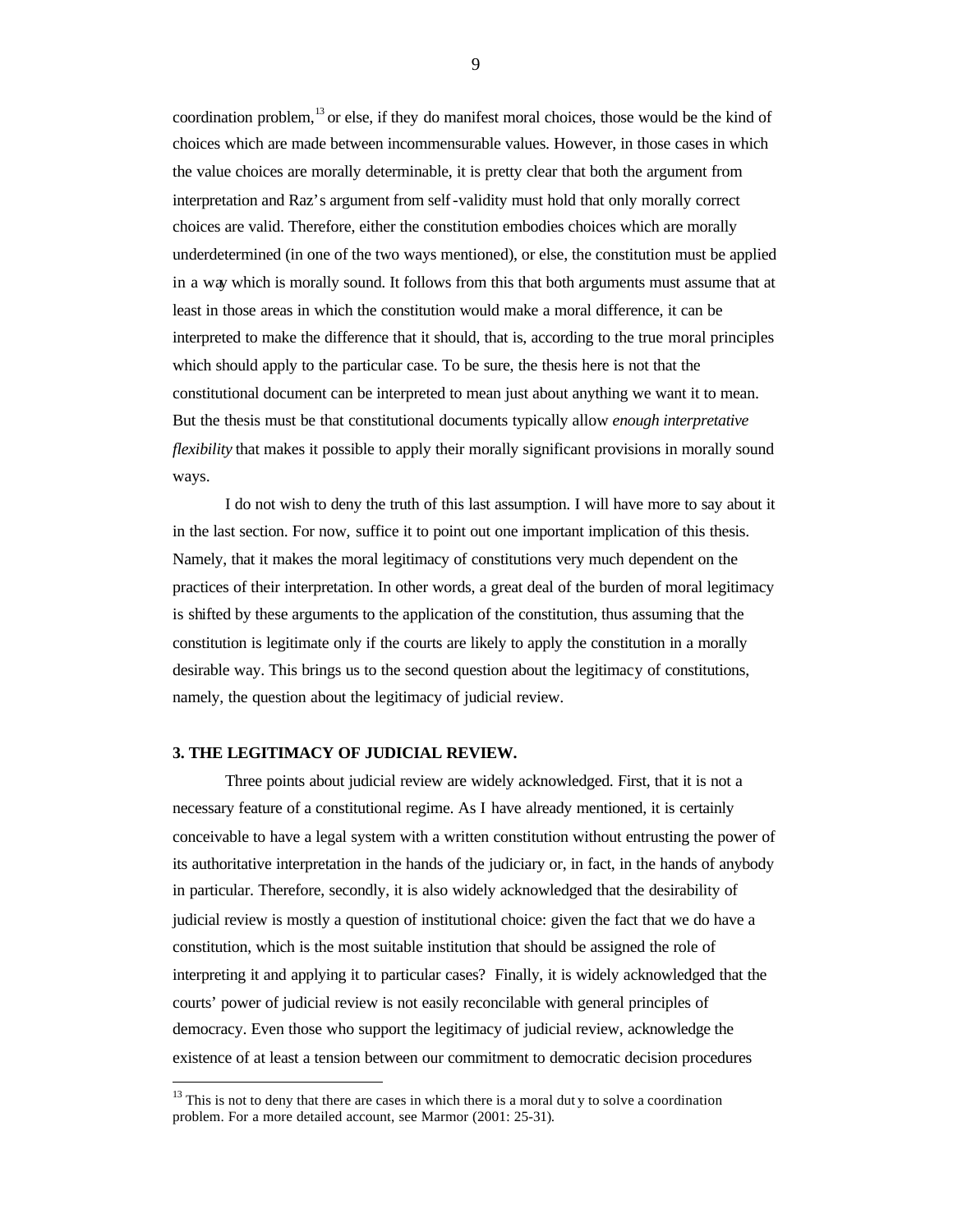coordination problem,[13] or else, if they do manifest moral choices, those would be the kind of choices which are made between incommensurable values. However, in those cases in which the value choices are morally determinable, it is pretty clear that both the argument from interpretation and Raz's argument from self-validity must hold that only morally correct choices are valid. Therefore, either the constitution embodies choices which are morally underdetermined (in one of the two ways mentioned), or else, the constitution must be applied in a way which is morally sound. It follows from this that both arguments must assume that at least in those areas in which the constitution would make a moral difference, it can be interpreted to make the difference that it should, that is, according to the true moral principles which should apply to the particular case. To be sure, the thesis here is not that the constitutional document can be interpreted to mean just about anything we want it to mean. But the thesis must be that constitutional documents typically allow *enough interpretative flexibility* that makes it possible to apply their morally significant provisions in morally sound ways.

I do not wish to deny the truth of this last assumption. I will have more to say about it in the last section. For now, suffice it to point out one important implication of this thesis. Namely, that it makes the moral legitimacy of constitutions very much dependent on the practices of their interpretation. In other words, a great deal of the burden of moral legitimacy is shifted by these arguments to the application of the constitution, thus assuming that the constitution is legitimate only if the courts are likely to apply the constitution in a morally desirable way. This brings us to the second question about the legitimacy of constitutions, namely, the question about the legitimacy of judicial review.

## 3. THE LEGITIMACY OF JUDICIAL REVIEW.

Three points about judicial review are widely acknowledged. First, that it is not a necessary feature of a constitutional regime. As I have already mentioned, it is certainly conceivable to have a legal system with a written constitution without entrusting the power of its authoritative interpretation in the hands of the judiciary or, in fact, in the hands of anybody in particular. Therefore, secondly, it is also widely acknowledged that the desirability of judicial review is mostly a question of institutional choice: given the fact that we do have a constitution, which is the most suitable institution that should be assigned the role of interpreting it and applying it to particular cases? Finally, it is widely acknowledged that the courts' power of judicial review is not easily reconcilable with general principles of democracy. Even those who support the legitimacy of judicial review, acknowledge the existence of at least a tension between our commitment to democratic decision procedures

[13] This is not to deny that there are cases in which there is a moral duty to solve a coordination problem. For a more detailed account, see Marmor (2001: 25-31).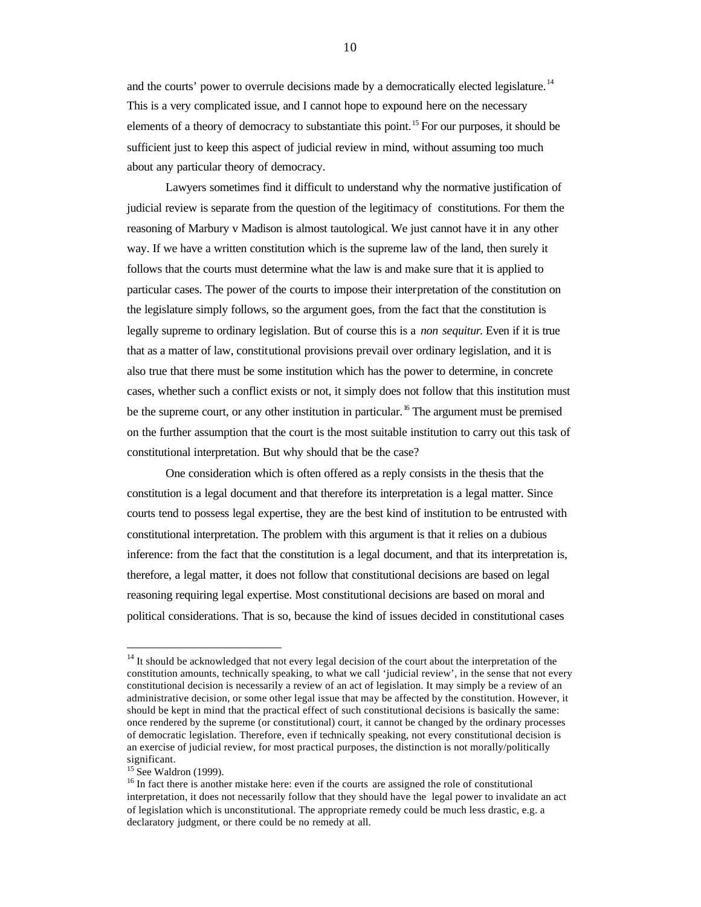and the courts' power to overrule decisions made by a democratically elected legislature.[14] This is a very complicated issue, and I cannot hope to expound here on the necessary elements of a theory of democracy to substantiate this point.[15] For our purposes, it should be sufficient just to keep this aspect of judicial review in mind, without assuming too much about any particular theory of democracy.

Lawyers sometimes find it difficult to understand why the normative justification of judicial review is separate from the question of the legitimacy of constitutions. For them the reasoning of Marbury v Madison is almost tautological. We just cannot have it in any other way. If we have a written constitution which is the supreme law of the land, then surely it follows that the courts must determine what the law is and make sure that it is applied to particular cases. The power of the courts to impose their interpretation of the constitution on the legislature simply follows, so the argument goes, from the fact that the constitution is legally supreme to ordinary legislation. But of course this is a *non sequitur.* Even if it is true that as a matter of law, constitutional provisions prevail over ordinary legislation, and it is also true that there must be some institution which has the power to determine, in concrete cases, whether such a conflict exists or not, it simply does not follow that this institution must be the supreme court, or any other institution in particular.[16] The argument must be premised on the further assumption that the court is the most suitable institution to carry out this task of constitutional interpretation. But why should that be the case?

One consideration which is often offered as a reply consists in the thesis that the constitution is a legal document and that therefore its interpretation is a legal matter. Since courts tend to possess legal expertise, they are the best kind of institution to be entrusted with constitutional interpretation. The problem with this argument is that it relies on a dubious inference: from the fact that the constitution is a legal document, and that its interpretation is, therefore, a legal matter, it does not follow that constitutional decisions are based on legal reasoning requiring legal expertise. Most constitutional decisions are based on moral and political considerations. That is so, because the kind of issues decided in constitutional cases

---

[14] It should be acknowledged that not every legal decision of the court about the interpretation of the constitution amounts, technically speaking, to what we call 'judicial review', in the sense that not every constitutional decision is necessarily a review of an act of legislation. It may simply be a review of an administrative decision, or some other legal issue that may be affected by the constitution. However, it should be kept in mind that the practical effect of such constitutional decisions is basically the same: once rendered by the supreme (or constitutional) court, it cannot be changed by the ordinary processes of democratic legislation. Therefore, even if technically speaking, not every constitutional decision is an exercise of judicial review, for most practical purposes, the distinction is not morally/politically significant.

[15] See Waldron (1999).

[16] In fact there is another mistake here: even if the courts are assigned the role of constitutional interpretation, it does not necessarily follow that they should have the legal power to invalidate an act of legislation which is unconstitutional. The appropriate remedy could be much less drastic, e.g. a declaratory judgment, or there could be no remedy at all.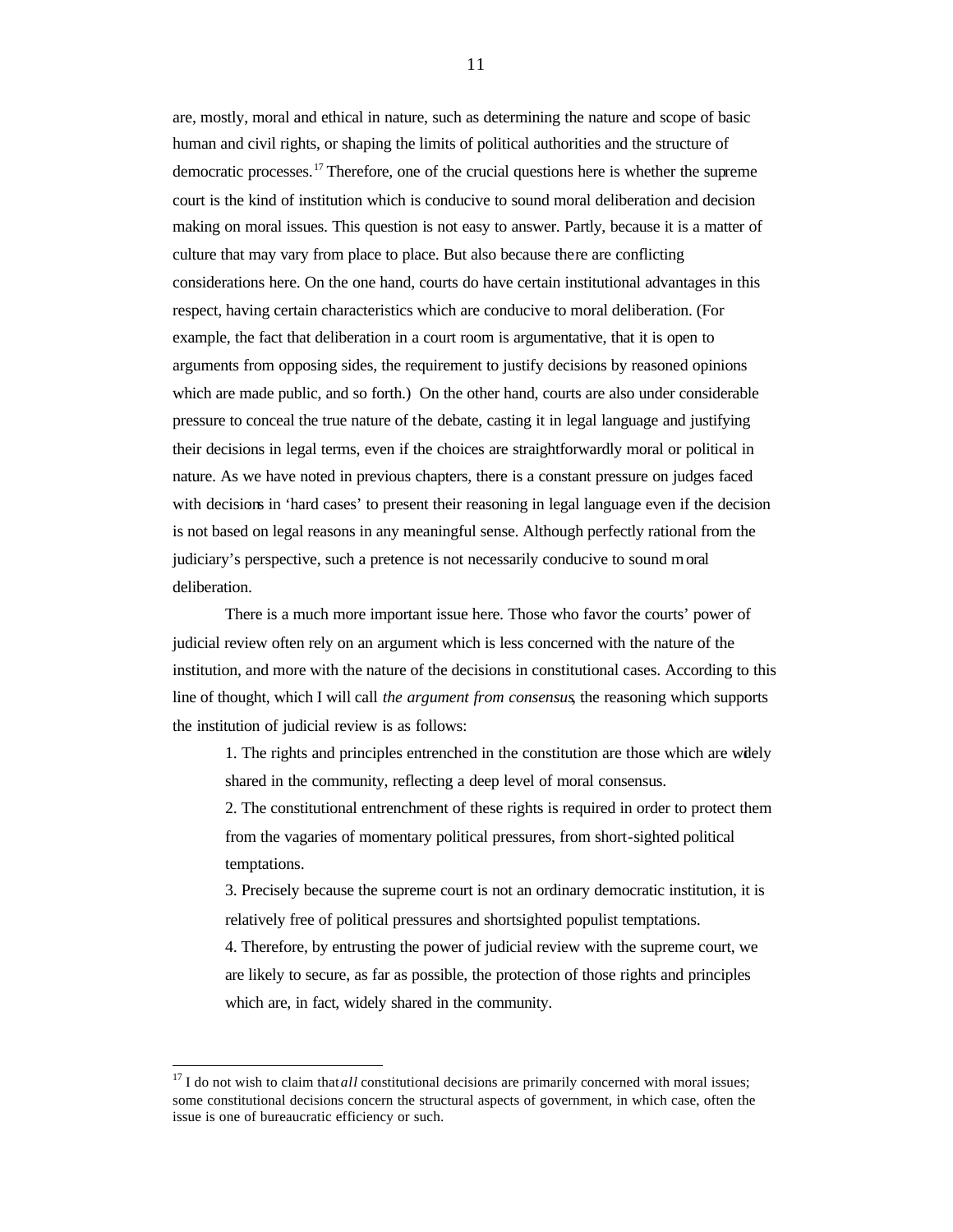are, mostly, moral and ethical in nature, such as determining the nature and scope of basic human and civil rights, or shaping the limits of political authorities and the structure of democratic processes.[17] Therefore, one of the crucial questions here is whether the supreme court is the kind of institution which is conducive to sound moral deliberation and decision making on moral issues. This question is not easy to answer. Partly, because it is a matter of culture that may vary from place to place. But also because there are conflicting considerations here. On the one hand, courts do have certain institutional advantages in this respect, having certain characteristics which are conducive to moral deliberation. (For example, the fact that deliberation in a court room is argumentative, that it is open to arguments from opposing sides, the requirement to justify decisions by reasoned opinions which are made public, and so forth.) On the other hand, courts are also under considerable pressure to conceal the true nature of the debate, casting it in legal language and justifying their decisions in legal terms, even if the choices are straightforwardly moral or political in nature. As we have noted in previous chapters, there is a constant pressure on judges faced with decisions in 'hard cases' to present their reasoning in legal language even if the decision is not based on legal reasons in any meaningful sense. Although perfectly rational from the judiciary's perspective, such a pretence is not necessarily conducive to sound moral deliberation.

There is a much more important issue here. Those who favor the courts' power of judicial review often rely on an argument which is less concerned with the nature of the institution, and more with the nature of the decisions in constitutional cases. According to this line of thought, which I will call *the argument from consensus*, the reasoning which supports the institution of judicial review is as follows:

1. The rights and principles entrenched in the constitution are those which are widely shared in the community, reflecting a deep level of moral consensus.
2. The constitutional entrenchment of these rights is required in order to protect them from the vagaries of momentary political pressures, from short-sighted political temptations.
3. Precisely because the supreme court is not an ordinary democratic institution, it is relatively free of political pressures and shortsighted populist temptations.
4. Therefore, by entrusting the power of judicial review with the supreme court, we are likely to secure, as far as possible, the protection of those rights and principles which are, in fact, widely shared in the community.

[17] I do not wish to claim that *all* constitutional decisions are primarily concerned with moral issues; some constitutional decisions concern the structural aspects of government, in which case, often the issue is one of bureaucratic efficiency or such.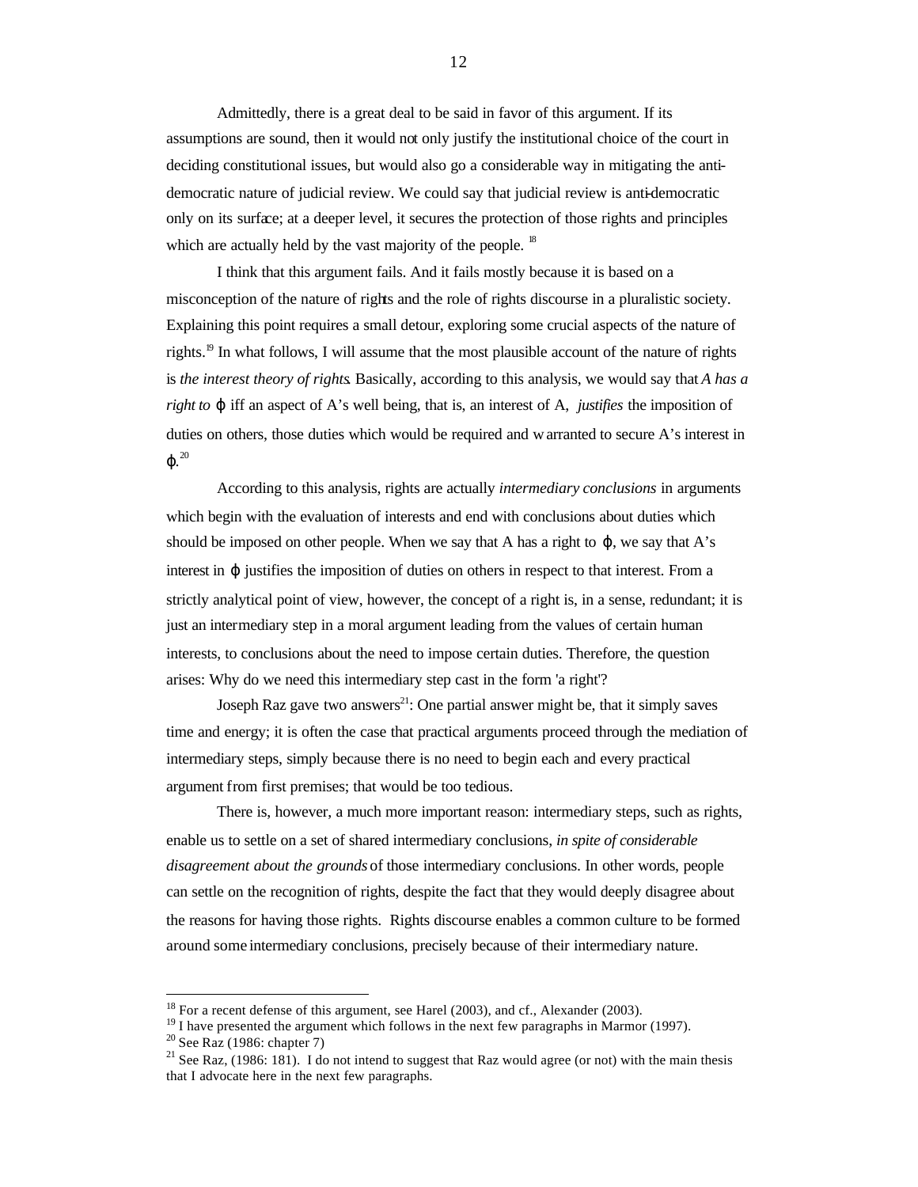Admittedly, there is a great deal to be said in favor of this argument. If its assumptions are sound, then it would not only justify the institutional choice of the court in deciding constitutional issues, but would also go a considerable way in mitigating the anti-democratic nature of judicial review. We could say that judicial review is anti-democratic only on its surface; at a deeper level, it secures the protection of those rights and principles which are actually held by the vast majority of the people. [18]

I think that this argument fails. And it fails mostly because it is based on a misconception of the nature of rights and the role of rights discourse in a pluralistic society. Explaining this point requires a small detour, exploring some crucial aspects of the nature of rights.[19] In what follows, I will assume that the most plausible account of the nature of rights is *the interest theory of rights*. Basically, according to this analysis, we would say that *A has a right to* $\varphi$ iff an aspect of A's well being, that is, an interest of A, *justifies* the imposition of duties on others, those duties which would be required and warranted to secure A's interest in $\varphi$.[20]

According to this analysis, rights are actually *intermediary conclusions* in arguments which begin with the evaluation of interests and end with conclusions about duties which should be imposed on other people. When we say that A has a right to $\varphi$, we say that A's interest in $\varphi$ justifies the imposition of duties on others in respect to that interest. From a strictly analytical point of view, however, the concept of a right is, in a sense, redundant; it is just an intermediary step in a moral argument leading from the values of certain human interests, to conclusions about the need to impose certain duties. Therefore, the question arises: Why do we need this intermediary step cast in the form 'a right'?

Joseph Raz gave two answers[21]: One partial answer might be, that it simply saves time and energy; it is often the case that practical arguments proceed through the mediation of intermediary steps, simply because there is no need to begin each and every practical argument from first premises; that would be too tedious.

There is, however, a much more important reason: intermediary steps, such as rights, enable us to settle on a set of shared intermediary conclusions, *in spite of considerable disagreement about the grounds* of those intermediary conclusions. In other words, people can settle on the recognition of rights, despite the fact that they would deeply disagree about the reasons for having those rights. Rights discourse enables a common culture to be formed around some intermediary conclusions, precisely because of their intermediary nature.

---

[18] For a recent defense of this argument, see Harel (2003), and cf., Alexander (2003).

[19] I have presented the argument which follows in the next few paragraphs in Marmor (1997).

[20] See Raz (1986: chapter 7)

[21] See Raz, (1986: 181). I do not intend to suggest that Raz would agree (or not) with the main thesis that I advocate here in the next few paragraphs.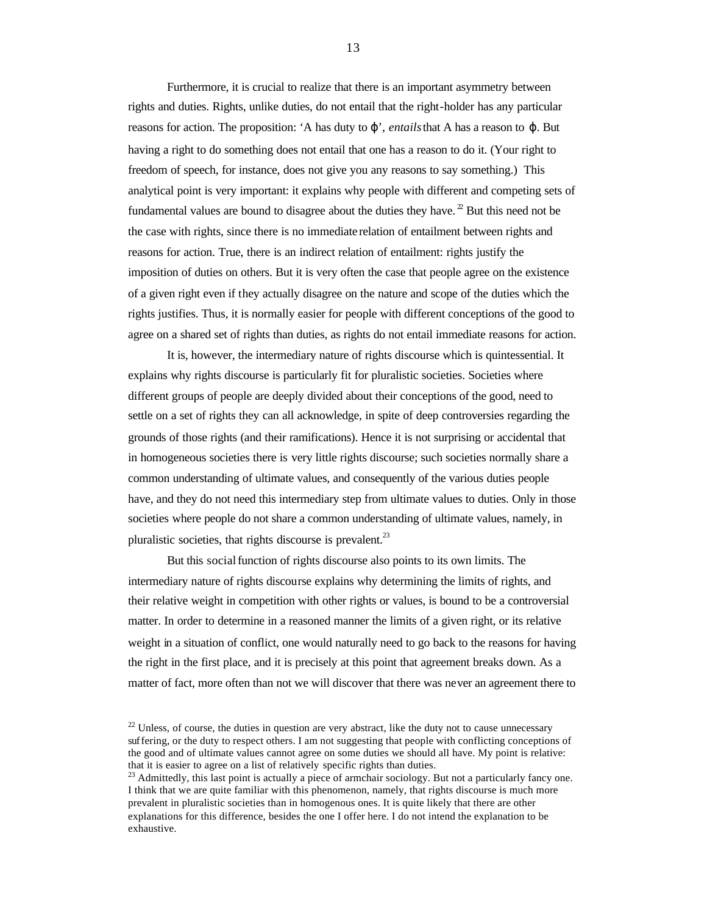Furthermore, it is crucial to realize that there is an important asymmetry between rights and duties. Rights, unlike duties, do not entail that the right-holder has any particular reasons for action. The proposition: 'A has duty to $\varphi$', *entails* that A has a reason to $\varphi$. But having a right to do something does not entail that one has a reason to do it. (Your right to freedom of speech, for instance, does not give you any reasons to say something.) This analytical point is very important: it explains why people with different and competing sets of fundamental values are bound to disagree about the duties they have.[22] But this need not be the case with rights, since there is no immediate relation of entailment between rights and reasons for action. True, there is an indirect relation of entailment: rights justify the imposition of duties on others. But it is very often the case that people agree on the existence of a given right even if they actually disagree on the nature and scope of the duties which the rights justifies. Thus, it is normally easier for people with different conceptions of the good to agree on a shared set of rights than duties, as rights do not entail immediate reasons for action.

It is, however, the intermediary nature of rights discourse which is quintessential. It explains why rights discourse is particularly fit for pluralistic societies. Societies where different groups of people are deeply divided about their conceptions of the good, need to settle on a set of rights they can all acknowledge, in spite of deep controversies regarding the grounds of those rights (and their ramifications). Hence it is not surprising or accidental that in homogeneous societies there is very little rights discourse; such societies normally share a common understanding of ultimate values, and consequently of the various duties people have, and they do not need this intermediary step from ultimate values to duties. Only in those societies where people do not share a common understanding of ultimate values, namely, in pluralistic societies, that rights discourse is prevalent.[23]

But this social function of rights discourse also points to its own limits. The intermediary nature of rights discourse explains why determining the limits of rights, and their relative weight in competition with other rights or values, is bound to be a controversial matter. In order to determine in a reasoned manner the limits of a given right, or its relative weight in a situation of conflict, one would naturally need to go back to the reasons for having the right in the first place, and it is precisely at this point that agreement breaks down. As a matter of fact, more often than not we will discover that there was never an agreement there to

---

[22] Unless, of course, the duties in question are very abstract, like the duty not to cause unnecessary suffering, or the duty to respect others. I am not suggesting that people with conflicting conceptions of the good and of ultimate values cannot agree on some duties we should all have. My point is relative: that it is easier to agree on a list of relatively specific rights than duties.

[23] Admittedly, this last point is actually a piece of armchair sociology. But not a particularly fancy one. I think that we are quite familiar with this phenomenon, namely, that rights discourse is much more prevalent in pluralistic societies than in homogenous ones. It is quite likely that there are other explanations for this difference, besides the one I offer here. I do not intend the explanation to be exhaustive.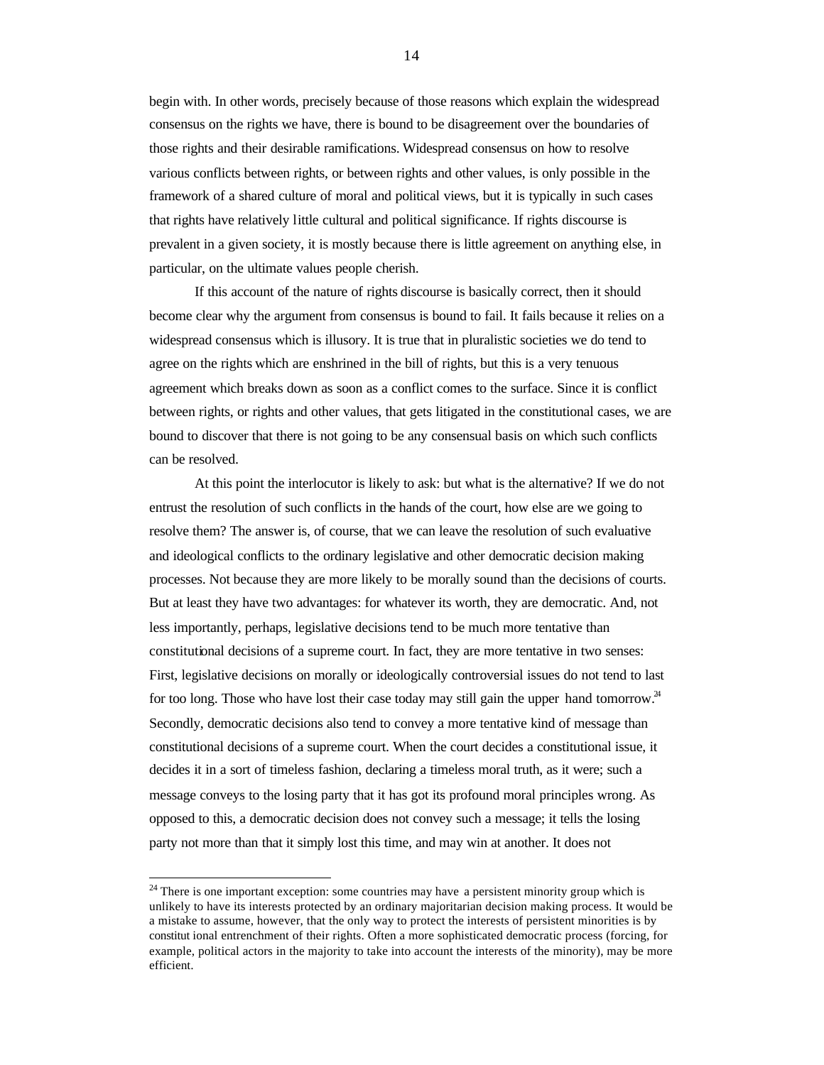begin with. In other words, precisely because of those reasons which explain the widespread consensus on the rights we have, there is bound to be disagreement over the boundaries of those rights and their desirable ramifications. Widespread consensus on how to resolve various conflicts between rights, or between rights and other values, is only possible in the framework of a shared culture of moral and political views, but it is typically in such cases that rights have relatively little cultural and political significance. If rights discourse is prevalent in a given society, it is mostly because there is little agreement on anything else, in particular, on the ultimate values people cherish.

If this account of the nature of rights discourse is basically correct, then it should become clear why the argument from consensus is bound to fail. It fails because it relies on a widespread consensus which is illusory. It is true that in pluralistic societies we do tend to agree on the rights which are enshrined in the bill of rights, but this is a very tenuous agreement which breaks down as soon as a conflict comes to the surface. Since it is conflict between rights, or rights and other values, that gets litigated in the constitutional cases, we are bound to discover that there is not going to be any consensual basis on which such conflicts can be resolved.

At this point the interlocutor is likely to ask: but what is the alternative? If we do not entrust the resolution of such conflicts in the hands of the court, how else are we going to resolve them? The answer is, of course, that we can leave the resolution of such evaluative and ideological conflicts to the ordinary legislative and other democratic decision making processes. Not because they are more likely to be morally sound than the decisions of courts. But at least they have two advantages: for whatever its worth, they are democratic. And, not less importantly, perhaps, legislative decisions tend to be much more tentative than constitutional decisions of a supreme court. In fact, they are more tentative in two senses: First, legislative decisions on morally or ideologically controversial issues do not tend to last for too long. Those who have lost their case today may still gain the upper hand tomorrow.[24] Secondly, democratic decisions also tend to convey a more tentative kind of message than constitutional decisions of a supreme court. When the court decides a constitutional issue, it decides it in a sort of timeless fashion, declaring a timeless moral truth, as it were; such a message conveys to the losing party that it has got its profound moral principles wrong. As opposed to this, a democratic decision does not convey such a message; it tells the losing party not more than that it simply lost this time, and may win at another. It does not

[24] There is one important exception: some countries may have a persistent minority group which is unlikely to have its interests protected by an ordinary majoritarian decision making process. It would be a mistake to assume, however, that the only way to protect the interests of persistent minorities is by constitutional entrenchment of their rights. Often a more sophisticated democratic process (forcing, for example, political actors in the majority to take into account the interests of the minority), may be more efficient.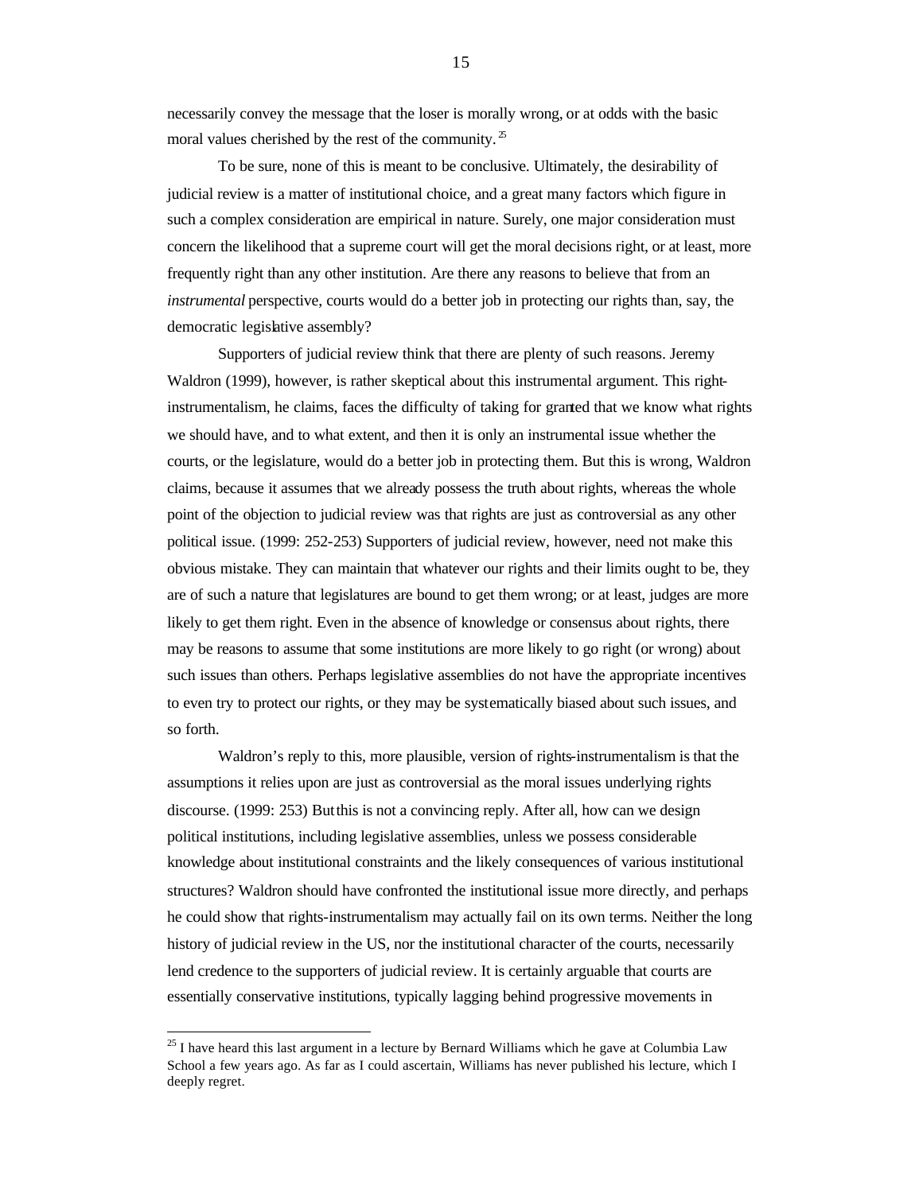necessarily convey the message that the loser is morally wrong, or at odds with the basic moral values cherished by the rest of the community.[25]

To be sure, none of this is meant to be conclusive. Ultimately, the desirability of judicial review is a matter of institutional choice, and a great many factors which figure in such a complex consideration are empirical in nature. Surely, one major consideration must concern the likelihood that a supreme court will get the moral decisions right, or at least, more frequently right than any other institution. Are there any reasons to believe that from an *instrumental* perspective, courts would do a better job in protecting our rights than, say, the democratic legislative assembly?

Supporters of judicial review think that there are plenty of such reasons. Jeremy Waldron (1999), however, is rather skeptical about this instrumental argument. This right-instrumentalism, he claims, faces the difficulty of taking for granted that we know what rights we should have, and to what extent, and then it is only an instrumental issue whether the courts, or the legislature, would do a better job in protecting them. But this is wrong, Waldron claims, because it assumes that we already possess the truth about rights, whereas the whole point of the objection to judicial review was that rights are just as controversial as any other political issue. (1999: 252-253) Supporters of judicial review, however, need not make this obvious mistake. They can maintain that whatever our rights and their limits ought to be, they are of such a nature that legislatures are bound to get them wrong; or at least, judges are more likely to get them right. Even in the absence of knowledge or consensus about rights, there may be reasons to assume that some institutions are more likely to go right (or wrong) about such issues than others. Perhaps legislative assemblies do not have the appropriate incentives to even try to protect our rights, or they may be systematically biased about such issues, and so forth.

Waldron's reply to this, more plausible, version of rights-instrumentalism is that the assumptions it relies upon are just as controversial as the moral issues underlying rights discourse. (1999: 253) But this is not a convincing reply. After all, how can we design political institutions, including legislative assemblies, unless we possess considerable knowledge about institutional constraints and the likely consequences of various institutional structures? Waldron should have confronted the institutional issue more directly, and perhaps he could show that rights-instrumentalism may actually fail on its own terms. Neither the long history of judicial review in the US, nor the institutional character of the courts, necessarily lend credence to the supporters of judicial review. It is certainly arguable that courts are essentially conservative institutions, typically lagging behind progressive movements in

[25] I have heard this last argument in a lecture by Bernard Williams which he gave at Columbia Law School a few years ago. As far as I could ascertain, Williams has never published his lecture, which I deeply regret.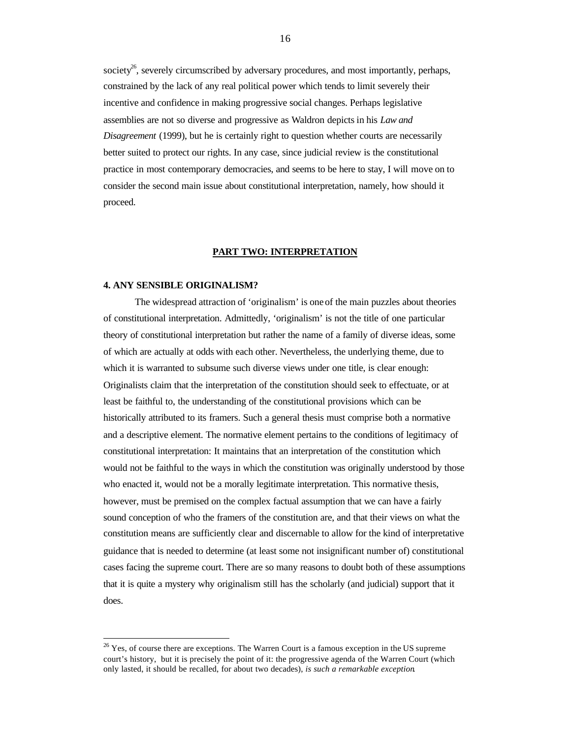society[26], severely circumscribed by adversary procedures, and most importantly, perhaps, constrained by the lack of any real political power which tends to limit severely their incentive and confidence in making progressive social changes. Perhaps legislative assemblies are not so diverse and progressive as Waldron depicts in his *Law and Disagreement* (1999), but he is certainly right to question whether courts are necessarily better suited to protect our rights. In any case, since judicial review is the constitutional practice in most contemporary democracies, and seems to be here to stay, I will move on to consider the second main issue about constitutional interpretation, namely, how should it proceed.

## PART TWO: INTERPRETATION

### 4. ANY SENSIBLE ORIGINALISM?

The widespread attraction of 'originalism' is one of the main puzzles about theories of constitutional interpretation. Admittedly, 'originalism' is not the title of one particular theory of constitutional interpretation but rather the name of a family of diverse ideas, some of which are actually at odds with each other. Nevertheless, the underlying theme, due to which it is warranted to subsume such diverse views under one title, is clear enough: Originalists claim that the interpretation of the constitution should seek to effectuate, or at least be faithful to, the understanding of the constitutional provisions which can be historically attributed to its framers. Such a general thesis must comprise both a normative and a descriptive element. The normative element pertains to the conditions of legitimacy of constitutional interpretation: It maintains that an interpretation of the constitution which would not be faithful to the ways in which the constitution was originally understood by those who enacted it, would not be a morally legitimate interpretation. This normative thesis, however, must be premised on the complex factual assumption that we can have a fairly sound conception of who the framers of the constitution are, and that their views on what the constitution means are sufficiently clear and discernable to allow for the kind of interpretative guidance that is needed to determine (at least some not insignificant number of) constitutional cases facing the supreme court. There are so many reasons to doubt both of these assumptions that it is quite a mystery why originalism still has the scholarly (and judicial) support that it does.

---

[26] Yes, of course there are exceptions. The Warren Court is a famous exception in the US supreme court's history, but it is precisely the point of it: the progressive agenda of the Warren Court (which only lasted, it should be recalled, for about two decades), *is such a remarkable exception*.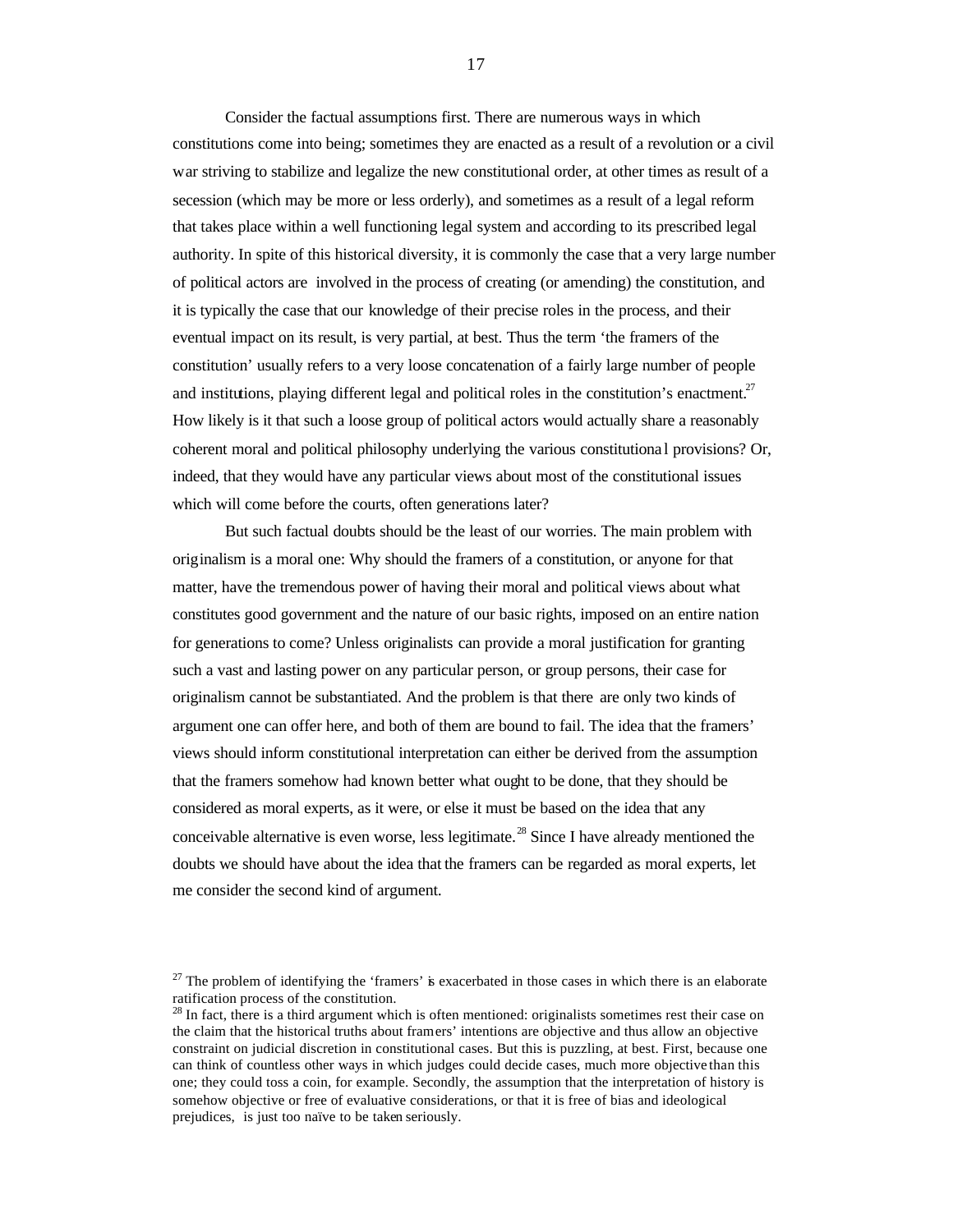Consider the factual assumptions first. There are numerous ways in which constitutions come into being; sometimes they are enacted as a result of a revolution or a civil war striving to stabilize and legalize the new constitutional order, at other times as result of a secession (which may be more or less orderly), and sometimes as a result of a legal reform that takes place within a well functioning legal system and according to its prescribed legal authority. In spite of this historical diversity, it is commonly the case that a very large number of political actors are involved in the process of creating (or amending) the constitution, and it is typically the case that our knowledge of their precise roles in the process, and their eventual impact on its result, is very partial, at best. Thus the term 'the framers of the constitution' usually refers to a very loose concatenation of a fairly large number of people and institutions, playing different legal and political roles in the constitution's enactment.[27] How likely is it that such a loose group of political actors would actually share a reasonably coherent moral and political philosophy underlying the various constitutional provisions? Or, indeed, that they would have any particular views about most of the constitutional issues which will come before the courts, often generations later?

But such factual doubts should be the least of our worries. The main problem with originalism is a moral one: Why should the framers of a constitution, or anyone for that matter, have the tremendous power of having their moral and political views about what constitutes good government and the nature of our basic rights, imposed on an entire nation for generations to come? Unless originalists can provide a moral justification for granting such a vast and lasting power on any particular person, or group persons, their case for originalism cannot be substantiated. And the problem is that there are only two kinds of argument one can offer here, and both of them are bound to fail. The idea that the framers' views should inform constitutional interpretation can either be derived from the assumption that the framers somehow had known better what ought to be done, that they should be considered as moral experts, as it were, or else it must be based on the idea that any conceivable alternative is even worse, less legitimate.[28] Since I have already mentioned the doubts we should have about the idea that the framers can be regarded as moral experts, let me consider the second kind of argument.

---

[27] The problem of identifying the 'framers' is exacerbated in those cases in which there is an elaborate ratification process of the constitution.

[28] In fact, there is a third argument which is often mentioned: originalists sometimes rest their case on the claim that the historical truths about framers' intentions are objective and thus allow an objective constraint on judicial discretion in constitutional cases. But this is puzzling, at best. First, because one can think of countless other ways in which judges could decide cases, much more objective than this one; they could toss a coin, for example. Secondly, the assumption that the interpretation of history is somehow objective or free of evaluative considerations, or that it is free of bias and ideological prejudices, is just too naïve to be taken seriously.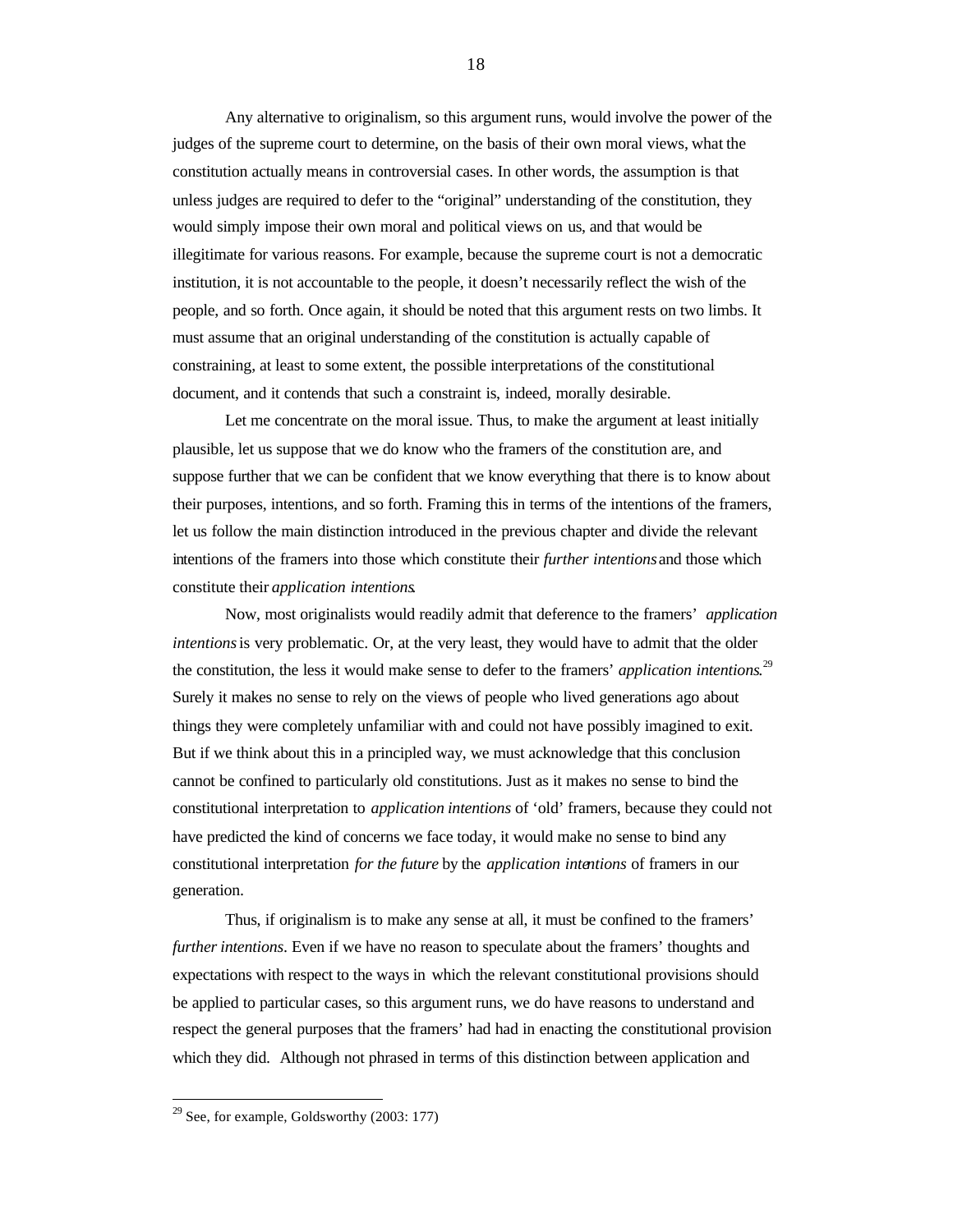Any alternative to originalism, so this argument runs, would involve the power of the judges of the supreme court to determine, on the basis of their own moral views, what the constitution actually means in controversial cases. In other words, the assumption is that unless judges are required to defer to the "original" understanding of the constitution, they would simply impose their own moral and political views on us, and that would be illegitimate for various reasons. For example, because the supreme court is not a democratic institution, it is not accountable to the people, it doesn't necessarily reflect the wish of the people, and so forth. Once again, it should be noted that this argument rests on two limbs. It must assume that an original understanding of the constitution is actually capable of constraining, at least to some extent, the possible interpretations of the constitutional document, and it contends that such a constraint is, indeed, morally desirable.

Let me concentrate on the moral issue. Thus, to make the argument at least initially plausible, let us suppose that we do know who the framers of the constitution are, and suppose further that we can be confident that we know everything that there is to know about their purposes, intentions, and so forth. Framing this in terms of the intentions of the framers, let us follow the main distinction introduced in the previous chapter and divide the relevant intentions of the framers into those which constitute their *further intentions* and those which constitute their *application intentions*.

Now, most originalists would readily admit that deference to the framers' *application intentions* is very problematic. Or, at the very least, they would have to admit that the older the constitution, the less it would make sense to defer to the framers' *application intentions*.[29] Surely it makes no sense to rely on the views of people who lived generations ago about things they were completely unfamiliar with and could not have possibly imagined to exit. But if we think about this in a principled way, we must acknowledge that this conclusion cannot be confined to particularly old constitutions. Just as it makes no sense to bind the constitutional interpretation to *application intentions* of 'old' framers, because they could not have predicted the kind of concerns we face today, it would make no sense to bind any constitutional interpretation *for the future* by the *application intentions* of framers in our generation.

Thus, if originalism is to make any sense at all, it must be confined to the framers' *further intentions*. Even if we have no reason to speculate about the framers' thoughts and expectations with respect to the ways in which the relevant constitutional provisions should be applied to particular cases, so this argument runs, we do have reasons to understand and respect the general purposes that the framers' had had in enacting the constitutional provision which they did. Although not phrased in terms of this distinction between application and

[29] See, for example, Goldsworthy (2003: 177)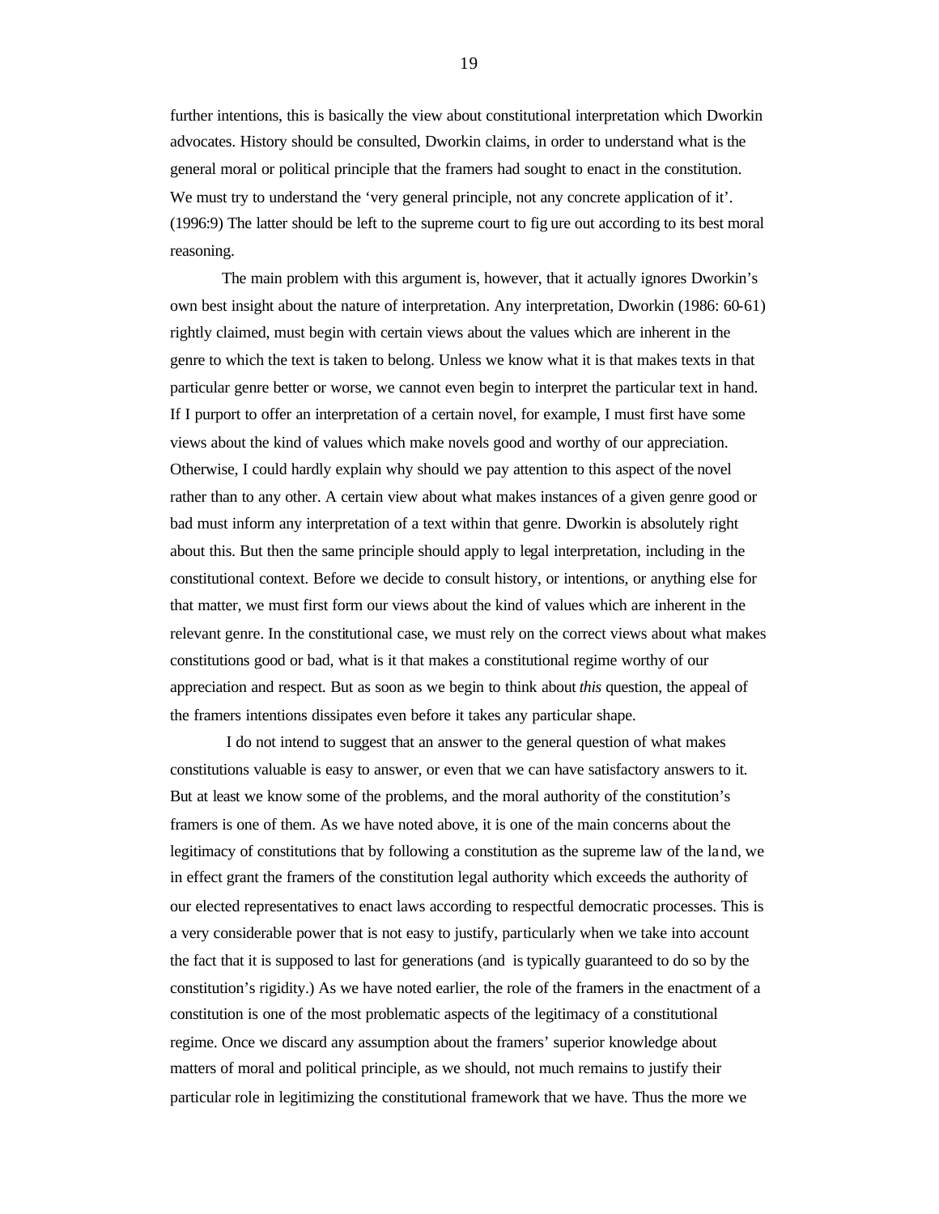further intentions, this is basically the view about constitutional interpretation which Dworkin advocates. History should be consulted, Dworkin claims, in order to understand what is the general moral or political principle that the framers had sought to enact in the constitution. We must try to understand the 'very general principle, not any concrete application of it'. (1996:9) The latter should be left to the supreme court to figure out according to its best moral reasoning.

The main problem with this argument is, however, that it actually ignores Dworkin's own best insight about the nature of interpretation. Any interpretation, Dworkin (1986: 60-61) rightly claimed, must begin with certain views about the values which are inherent in the genre to which the text is taken to belong. Unless we know what it is that makes texts in that particular genre better or worse, we cannot even begin to interpret the particular text in hand. If I purport to offer an interpretation of a certain novel, for example, I must first have some views about the kind of values which make novels good and worthy of our appreciation. Otherwise, I could hardly explain why should we pay attention to this aspect of the novel rather than to any other. A certain view about what makes instances of a given genre good or bad must inform any interpretation of a text within that genre. Dworkin is absolutely right about this. But then the same principle should apply to legal interpretation, including in the constitutional context. Before we decide to consult history, or intentions, or anything else for that matter, we must first form our views about the kind of values which are inherent in the relevant genre. In the constitutional case, we must rely on the correct views about what makes constitutions good or bad, what is it that makes a constitutional regime worthy of our appreciation and respect. But as soon as we begin to think about *this* question, the appeal of the framers intentions dissipates even before it takes any particular shape.

I do not intend to suggest that an answer to the general question of what makes constitutions valuable is easy to answer, or even that we can have satisfactory answers to it. But at least we know some of the problems, and the moral authority of the constitution's framers is one of them. As we have noted above, it is one of the main concerns about the legitimacy of constitutions that by following a constitution as the supreme law of the land, we in effect grant the framers of the constitution legal authority which exceeds the authority of our elected representatives to enact laws according to respectful democratic processes. This is a very considerable power that is not easy to justify, particularly when we take into account the fact that it is supposed to last for generations (and is typically guaranteed to do so by the constitution's rigidity.) As we have noted earlier, the role of the framers in the enactment of a constitution is one of the most problematic aspects of the legitimacy of a constitutional regime. Once we discard any assumption about the framers' superior knowledge about matters of moral and political principle, as we should, not much remains to justify their particular role in legitimizing the constitutional framework that we have. Thus the more we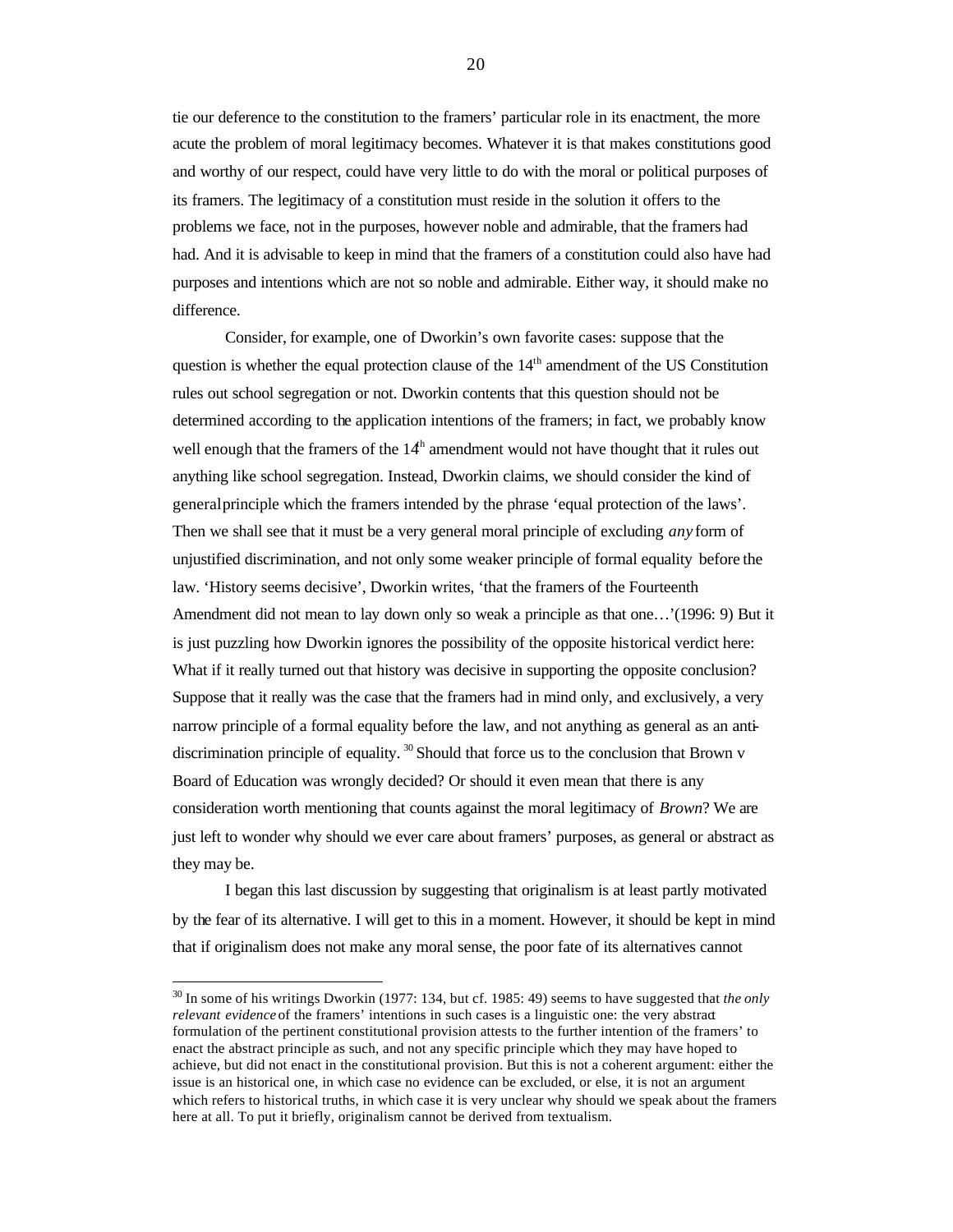tie our deference to the constitution to the framers' particular role in its enactment, the more acute the problem of moral legitimacy becomes. Whatever it is that makes constitutions good and worthy of our respect, could have very little to do with the moral or political purposes of its framers. The legitimacy of a constitution must reside in the solution it offers to the problems we face, not in the purposes, however noble and admirable, that the framers had had. And it is advisable to keep in mind that the framers of a constitution could also have had purposes and intentions which are not so noble and admirable. Either way, it should make no difference.

Consider, for example, one of Dworkin's own favorite cases: suppose that the question is whether the equal protection clause of the 14[th] amendment of the US Constitution rules out school segregation or not. Dworkin contents that this question should not be determined according to the application intentions of the framers; in fact, we probably know well enough that the framers of the 14[th] amendment would not have thought that it rules out anything like school segregation. Instead, Dworkin claims, we should consider the kind of general principle which the framers intended by the phrase 'equal protection of the laws'. Then we shall see that it must be a very general moral principle of excluding *any* form of unjustified discrimination, and not only some weaker principle of formal equality before the law. 'History seems decisive', Dworkin writes, 'that the framers of the Fourteenth Amendment did not mean to lay down only so weak a principle as that one…'(1996: 9) But it is just puzzling how Dworkin ignores the possibility of the opposite historical verdict here: What if it really turned out that history was decisive in supporting the opposite conclusion? Suppose that it really was the case that the framers had in mind only, and exclusively, a very narrow principle of a formal equality before the law, and not anything as general as an anti-discrimination principle of equality.[30] Should that force us to the conclusion that Brown v Board of Education was wrongly decided? Or should it even mean that there is any consideration worth mentioning that counts against the moral legitimacy of *Brown*? We are just left to wonder why should we ever care about framers' purposes, as general or abstract as they may be.

I began this last discussion by suggesting that originalism is at least partly motivated by the fear of its alternative. I will get to this in a moment. However, it should be kept in mind that if originalism does not make any moral sense, the poor fate of its alternatives cannot

---

[30] In some of his writings Dworkin (1977: 134, but cf. 1985: 49) seems to have suggested that *the only relevant evidence* of the framers' intentions in such cases is a linguistic one: the very abstract formulation of the pertinent constitutional provision attests to the further intention of the framers' to enact the abstract principle as such, and not any specific principle which they may have hoped to achieve, but did not enact in the constitutional provision. But this is not a coherent argument: either the issue is an historical one, in which case no evidence can be excluded, or else, it is not an argument which refers to historical truths, in which case it is very unclear why should we speak about the framers here at all. To put it briefly, originalism cannot be derived from textualism.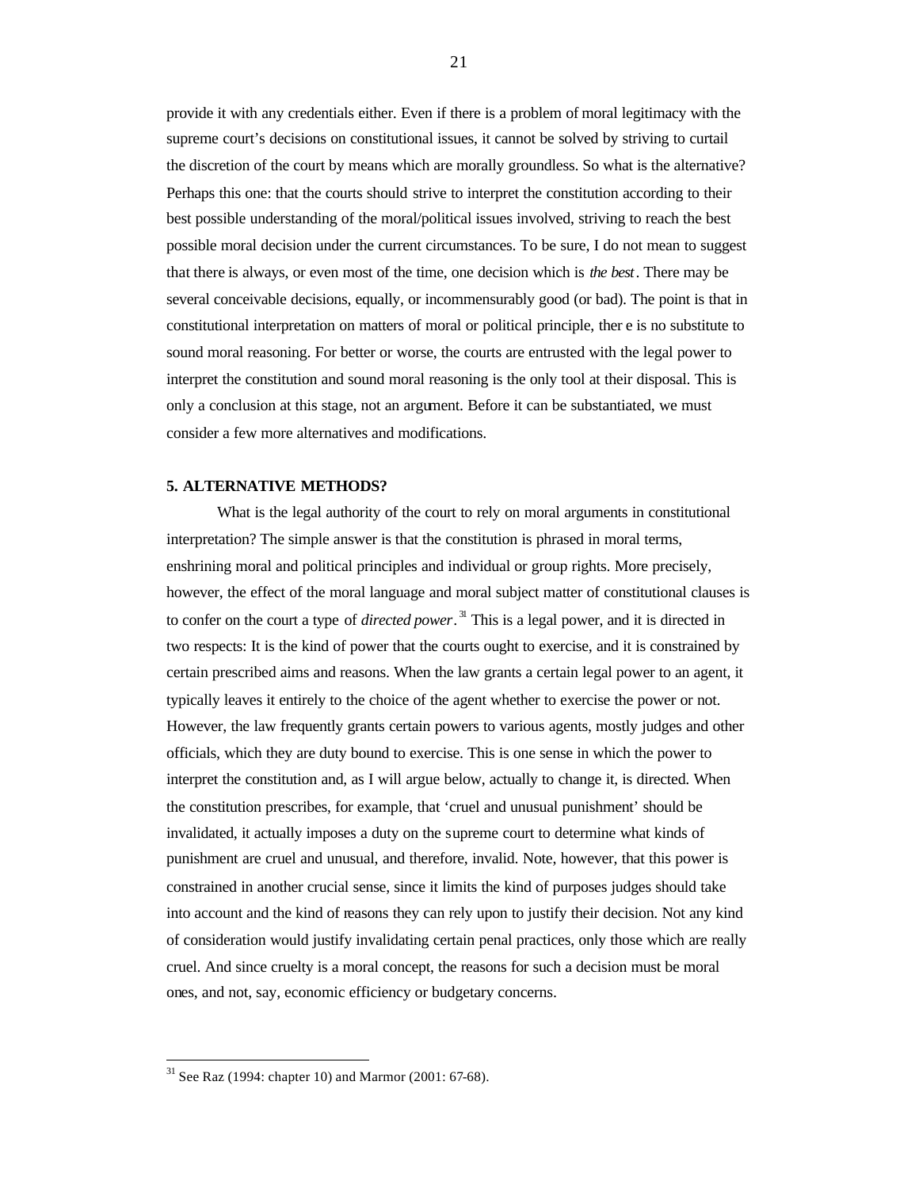provide it with any credentials either. Even if there is a problem of moral legitimacy with the supreme court's decisions on constitutional issues, it cannot be solved by striving to curtail the discretion of the court by means which are morally groundless. So what is the alternative? Perhaps this one: that the courts should strive to interpret the constitution according to their best possible understanding of the moral/political issues involved, striving to reach the best possible moral decision under the current circumstances. To be sure, I do not mean to suggest that there is always, or even most of the time, one decision which is *the best*. There may be several conceivable decisions, equally, or incommensurably good (or bad). The point is that in constitutional interpretation on matters of moral or political principle, there is no substitute to sound moral reasoning. For better or worse, the courts are entrusted with the legal power to interpret the constitution and sound moral reasoning is the only tool at their disposal. This is only a conclusion at this stage, not an argument. Before it can be substantiated, we must consider a few more alternatives and modifications.

## 5. ALTERNATIVE METHODS?

What is the legal authority of the court to rely on moral arguments in constitutional interpretation? The simple answer is that the constitution is phrased in moral terms, enshrining moral and political principles and individual or group rights. More precisely, however, the effect of the moral language and moral subject matter of constitutional clauses is to confer on the court a type of *directed power*.[31] This is a legal power, and it is directed in two respects: It is the kind of power that the courts ought to exercise, and it is constrained by certain prescribed aims and reasons. When the law grants a certain legal power to an agent, it typically leaves it entirely to the choice of the agent whether to exercise the power or not. However, the law frequently grants certain powers to various agents, mostly judges and other officials, which they are duty bound to exercise. This is one sense in which the power to interpret the constitution and, as I will argue below, actually to change it, is directed. When the constitution prescribes, for example, that 'cruel and unusual punishment' should be invalidated, it actually imposes a duty on the supreme court to determine what kinds of punishment are cruel and unusual, and therefore, invalid. Note, however, that this power is constrained in another crucial sense, since it limits the kind of purposes judges should take into account and the kind of reasons they can rely upon to justify their decision. Not any kind of consideration would justify invalidating certain penal practices, only those which are really cruel. And since cruelty is a moral concept, the reasons for such a decision must be moral ones, and not, say, economic efficiency or budgetary concerns.

---

[31] See Raz (1994: chapter 10) and Marmor (2001: 67-68).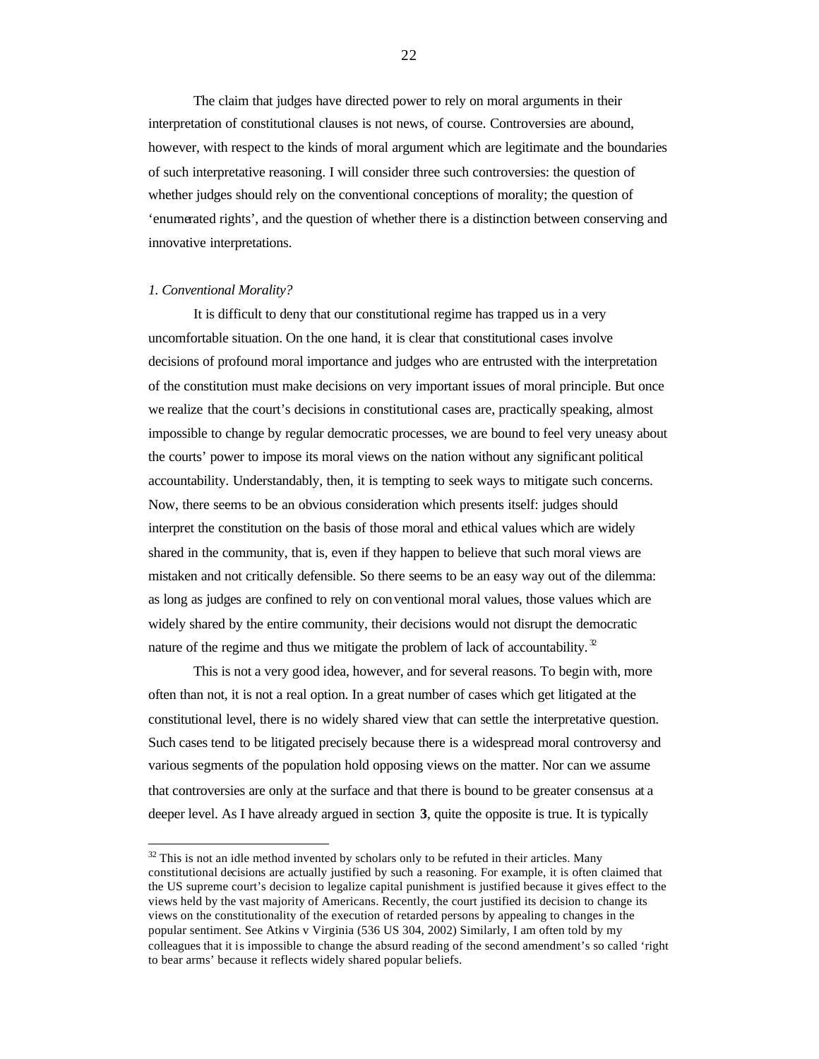The claim that judges have directed power to rely on moral arguments in their interpretation of constitutional clauses is not news, of course. Controversies are abound, however, with respect to the kinds of moral argument which are legitimate and the boundaries of such interpretative reasoning. I will consider three such controversies: the question of whether judges should rely on the conventional conceptions of morality; the question of 'enumerated rights', and the question of whether there is a distinction between conserving and innovative interpretations.

*1. Conventional Morality?*

It is difficult to deny that our constitutional regime has trapped us in a very uncomfortable situation. On the one hand, it is clear that constitutional cases involve decisions of profound moral importance and judges who are entrusted with the interpretation of the constitution must make decisions on very important issues of moral principle. But once we realize that the court's decisions in constitutional cases are, practically speaking, almost impossible to change by regular democratic processes, we are bound to feel very uneasy about the courts' power to impose its moral views on the nation without any significant political accountability. Understandably, then, it is tempting to seek ways to mitigate such concerns. Now, there seems to be an obvious consideration which presents itself: judges should interpret the constitution on the basis of those moral and ethical values which are widely shared in the community, that is, even if they happen to believe that such moral views are mistaken and not critically defensible. So there seems to be an easy way out of the dilemma: as long as judges are confined to rely on conventional moral values, those values which are widely shared by the entire community, their decisions would not disrupt the democratic nature of the regime and thus we mitigate the problem of lack of accountability.[32]

This is not a very good idea, however, and for several reasons. To begin with, more often than not, it is not a real option. In a great number of cases which get litigated at the constitutional level, there is no widely shared view that can settle the interpretative question. Such cases tend to be litigated precisely because there is a widespread moral controversy and various segments of the population hold opposing views on the matter. Nor can we assume that controversies are only at the surface and that there is bound to be greater consensus at a deeper level. As I have already argued in section **3**, quite the opposite is true. It is typically

---

[32] This is not an idle method invented by scholars only to be refuted in their articles. Many constitutional decisions are actually justified by such a reasoning. For example, it is often claimed that the US supreme court's decision to legalize capital punishment is justified because it gives effect to the views held by the vast majority of Americans. Recently, the court justified its decision to change its views on the constitutionality of the execution of retarded persons by appealing to changes in the popular sentiment. See Atkins v Virginia (536 US 304, 2002) Similarly, I am often told by my colleagues that it is impossible to change the absurd reading of the second amendment's so called 'right to bear arms' because it reflects widely shared popular beliefs.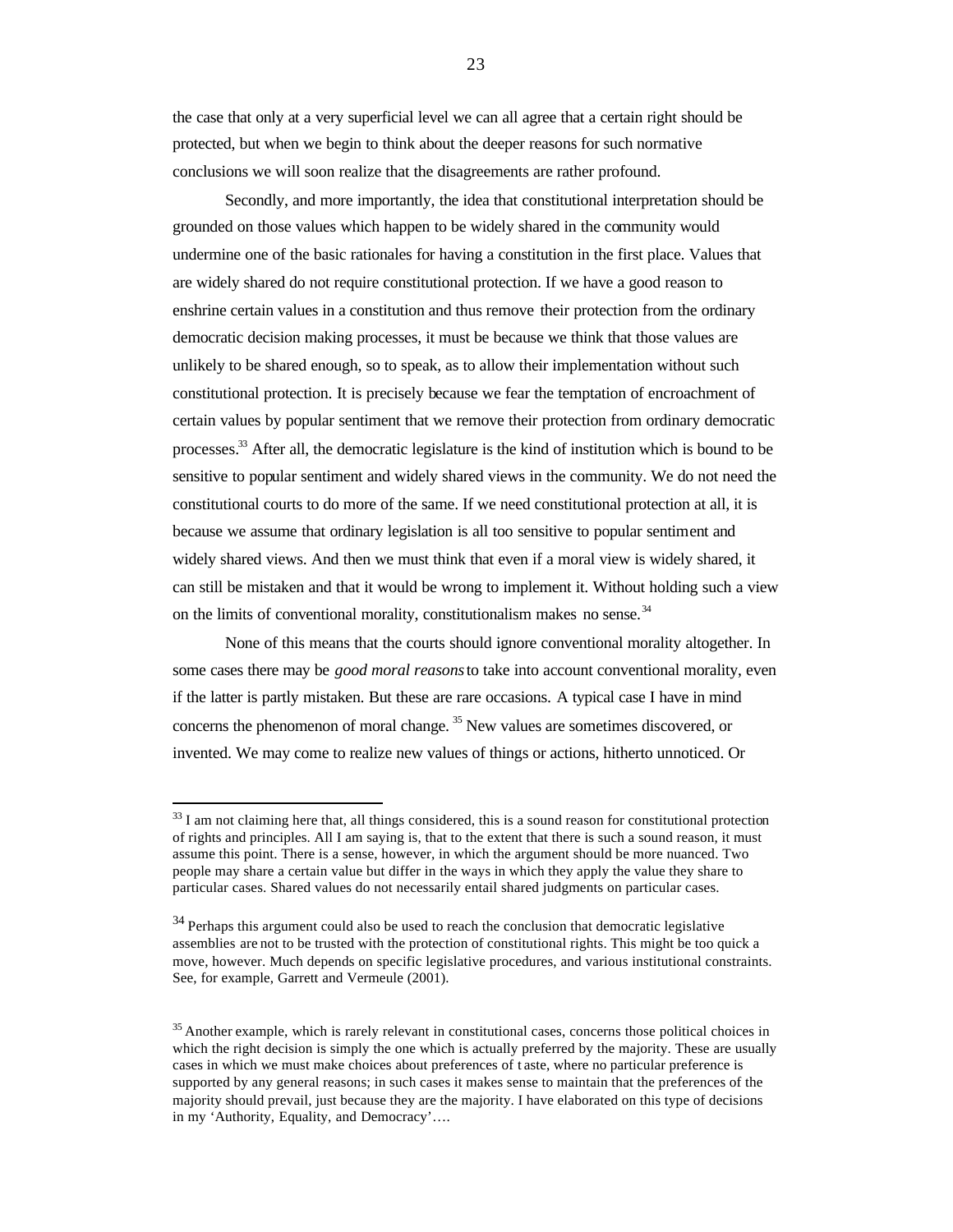the case that only at a very superficial level we can all agree that a certain right should be protected, but when we begin to think about the deeper reasons for such normative conclusions we will soon realize that the disagreements are rather profound.

Secondly, and more importantly, the idea that constitutional interpretation should be grounded on those values which happen to be widely shared in the community would undermine one of the basic rationales for having a constitution in the first place. Values that are widely shared do not require constitutional protection. If we have a good reason to enshrine certain values in a constitution and thus remove their protection from the ordinary democratic decision making processes, it must be because we think that those values are unlikely to be shared enough, so to speak, as to allow their implementation without such constitutional protection. It is precisely because we fear the temptation of encroachment of certain values by popular sentiment that we remove their protection from ordinary democratic processes.[33] After all, the democratic legislature is the kind of institution which is bound to be sensitive to popular sentiment and widely shared views in the community. We do not need the constitutional courts to do more of the same. If we need constitutional protection at all, it is because we assume that ordinary legislation is all too sensitive to popular sentiment and widely shared views. And then we must think that even if a moral view is widely shared, it can still be mistaken and that it would be wrong to implement it. Without holding such a view on the limits of conventional morality, constitutionalism makes no sense.[34]

None of this means that the courts should ignore conventional morality altogether. In some cases there may be *good moral reasons* to take into account conventional morality, even if the latter is partly mistaken. But these are rare occasions. A typical case I have in mind concerns the phenomenon of moral change.[35] New values are sometimes discovered, or invented. We may come to realize new values of things or actions, hitherto unnoticed. Or

---

[33] I am not claiming here that, all things considered, this is a sound reason for constitutional protection of rights and principles. All I am saying is, that to the extent that there is such a sound reason, it must assume this point. There is a sense, however, in which the argument should be more nuanced. Two people may share a certain value but differ in the ways in which they apply the value they share to particular cases. Shared values do not necessarily entail shared judgments on particular cases.

[34] Perhaps this argument could also be used to reach the conclusion that democratic legislative assemblies are not to be trusted with the protection of constitutional rights. This might be too quick a move, however. Much depends on specific legislative procedures, and various institutional constraints. See, for example, Garrett and Vermeule (2001).

[35] Another example, which is rarely relevant in constitutional cases, concerns those political choices in which the right decision is simply the one which is actually preferred by the majority. These are usually cases in which we must make choices about preferences of taste, where no particular preference is supported by any general reasons; in such cases it makes sense to maintain that the preferences of the majority should prevail, just because they are the majority. I have elaborated on this type of decisions in my 'Authority, Equality, and Democracy'….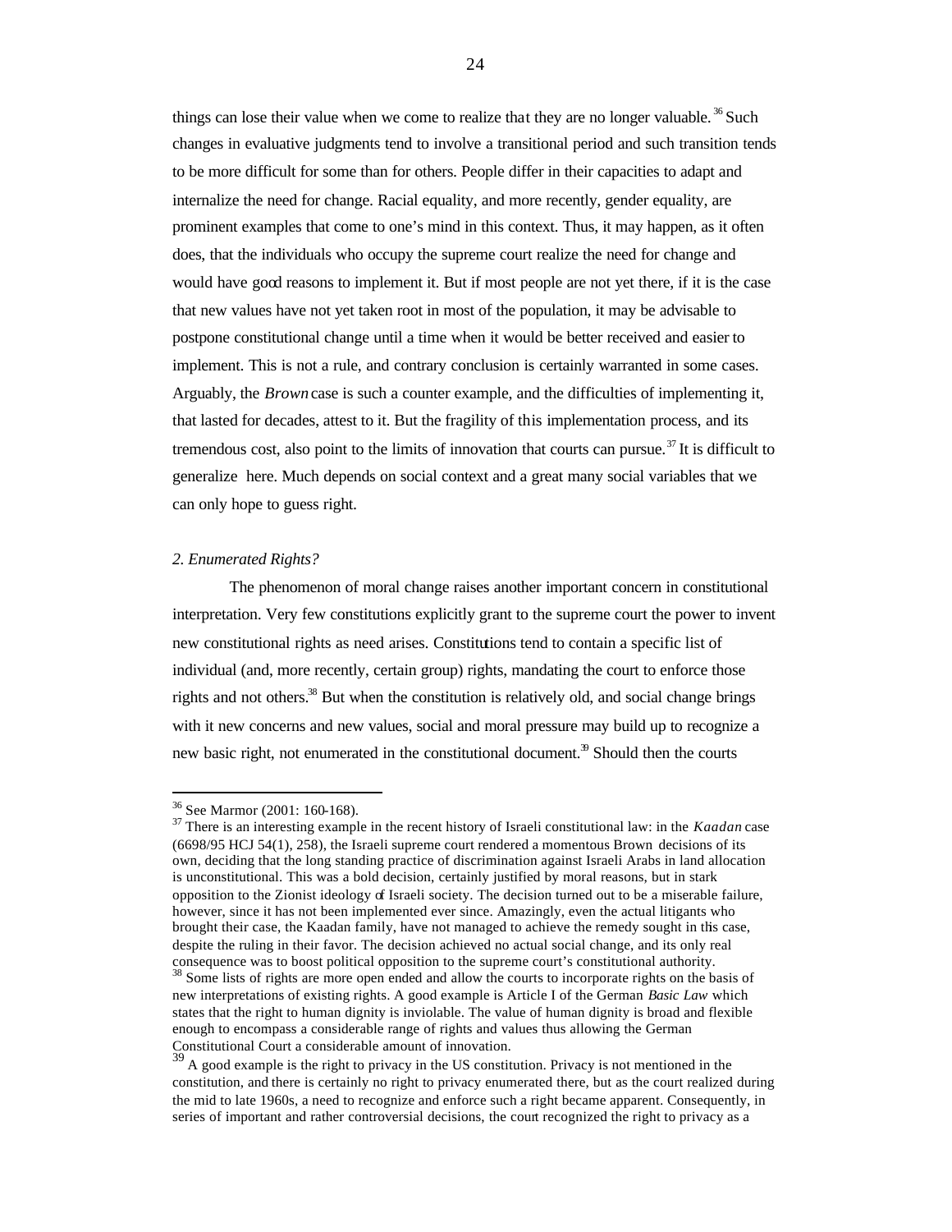things can lose their value when we come to realize that they are no longer valuable.[36] Such changes in evaluative judgments tend to involve a transitional period and such transition tends to be more difficult for some than for others. People differ in their capacities to adapt and internalize the need for change. Racial equality, and more recently, gender equality, are prominent examples that come to one's mind in this context. Thus, it may happen, as it often does, that the individuals who occupy the supreme court realize the need for change and would have good reasons to implement it. But if most people are not yet there, if it is the case that new values have not yet taken root in most of the population, it may be advisable to postpone constitutional change until a time when it would be better received and easier to implement. This is not a rule, and contrary conclusion is certainly warranted in some cases. Arguably, the *Brown* case is such a counter example, and the difficulties of implementing it, that lasted for decades, attest to it. But the fragility of this implementation process, and its tremendous cost, also point to the limits of innovation that courts can pursue.[37] It is difficult to generalize here. Much depends on social context and a great many social variables that we can only hope to guess right.

### *2. Enumerated Rights?*

The phenomenon of moral change raises another important concern in constitutional interpretation. Very few constitutions explicitly grant to the supreme court the power to invent new constitutional rights as need arises. Constitutions tend to contain a specific list of individual (and, more recently, certain group) rights, mandating the court to enforce those rights and not others.[38] But when the constitution is relatively old, and social change brings with it new concerns and new values, social and moral pressure may build up to recognize a new basic right, not enumerated in the constitutional document.[39] Should then the courts

---

[36] See Marmor (2001: 160-168).

[37] There is an interesting example in the recent history of Israeli constitutional law: in the *Kaadan* case (6698/95 HCJ 54(1), 258), the Israeli supreme court rendered a momentous Brown decisions of its own, deciding that the long standing practice of discrimination against Israeli Arabs in land allocation is unconstitutional. This was a bold decision, certainly justified by moral reasons, but in stark opposition to the Zionist ideology of Israeli society. The decision turned out to be a miserable failure, however, since it has not been implemented ever since. Amazingly, even the actual litigants who brought their case, the Kaadan family, have not managed to achieve the remedy sought in this case, despite the ruling in their favor. The decision achieved no actual social change, and its only real consequence was to boost political opposition to the supreme court's constitutional authority.

[38] Some lists of rights are more open ended and allow the courts to incorporate rights on the basis of new interpretations of existing rights. A good example is Article I of the German *Basic Law* which states that the right to human dignity is inviolable. The value of human dignity is broad and flexible enough to encompass a considerable range of rights and values thus allowing the German Constitutional Court a considerable amount of innovation.

[39] A good example is the right to privacy in the US constitution. Privacy is not mentioned in the constitution, and there is certainly no right to privacy enumerated there, but as the court realized during the mid to late 1960s, a need to recognize and enforce such a right became apparent. Consequently, in series of important and rather controversial decisions, the court recognized the right to privacy as a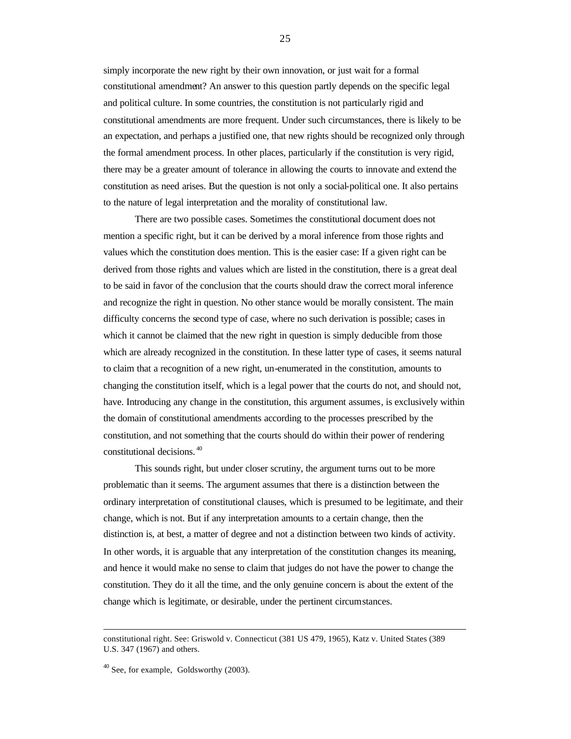simply incorporate the new right by their own innovation, or just wait for a formal constitutional amendment? An answer to this question partly depends on the specific legal and political culture. In some countries, the constitution is not particularly rigid and constitutional amendments are more frequent. Under such circumstances, there is likely to be an expectation, and perhaps a justified one, that new rights should be recognized only through the formal amendment process. In other places, particularly if the constitution is very rigid, there may be a greater amount of tolerance in allowing the courts to innovate and extend the constitution as need arises. But the question is not only a social-political one. It also pertains to the nature of legal interpretation and the morality of constitutional law.

There are two possible cases. Sometimes the constitutional document does not mention a specific right, but it can be derived by a moral inference from those rights and values which the constitution does mention. This is the easier case: If a given right can be derived from those rights and values which are listed in the constitution, there is a great deal to be said in favor of the conclusion that the courts should draw the correct moral inference and recognize the right in question. No other stance would be morally consistent. The main difficulty concerns the second type of case, where no such derivation is possible; cases in which it cannot be claimed that the new right in question is simply deducible from those which are already recognized in the constitution. In these latter type of cases, it seems natural to claim that a recognition of a new right, un-enumerated in the constitution, amounts to changing the constitution itself, which is a legal power that the courts do not, and should not, have. Introducing any change in the constitution, this argument assumes, is exclusively within the domain of constitutional amendments according to the processes prescribed by the constitution, and not something that the courts should do within their power of rendering constitutional decisions.[40]

This sounds right, but under closer scrutiny, the argument turns out to be more problematic than it seems. The argument assumes that there is a distinction between the ordinary interpretation of constitutional clauses, which is presumed to be legitimate, and their change, which is not. But if any interpretation amounts to a certain change, then the distinction is, at best, a matter of degree and not a distinction between two kinds of activity. In other words, it is arguable that any interpretation of the constitution changes its meaning, and hence it would make no sense to claim that judges do not have the power to change the constitution. They do it all the time, and the only genuine concern is about the extent of the change which is legitimate, or desirable, under the pertinent circumstances.

---

constitutional right. See: Griswold v. Connecticut (381 US 479, 1965), Katz v. United States (389 U.S. 347 (1967) and others.

[40] See, for example, Goldsworthy (2003).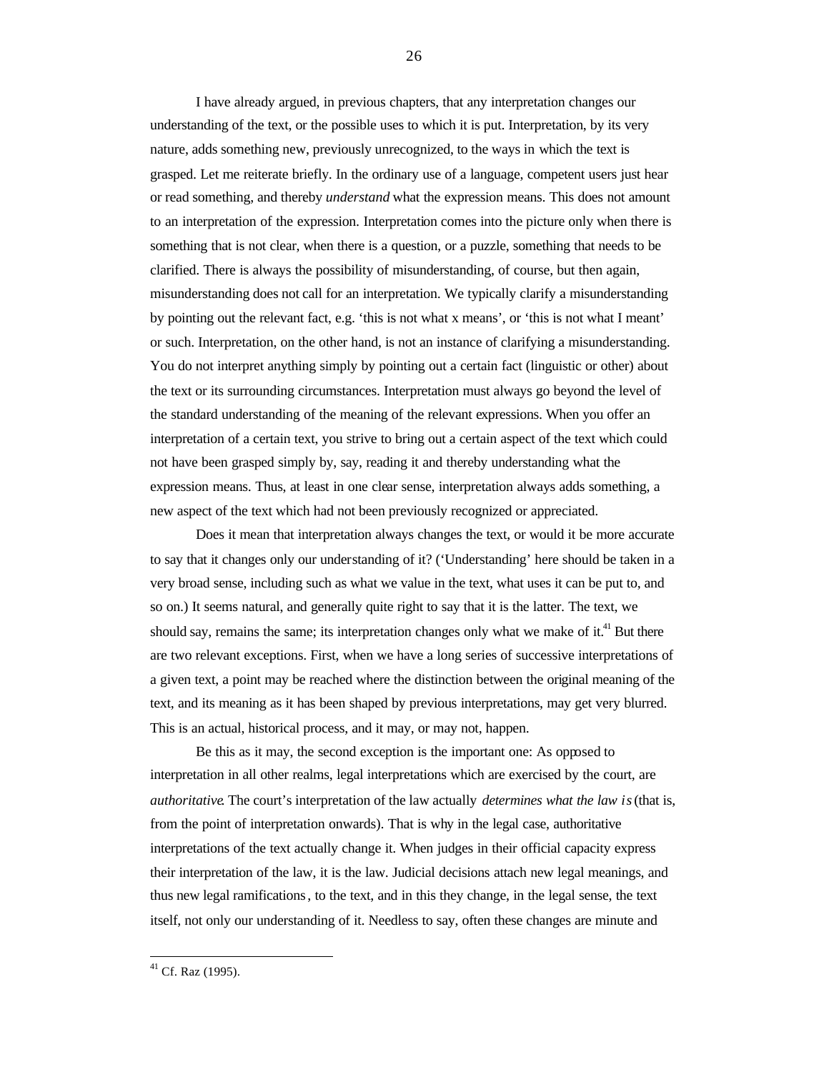I have already argued, in previous chapters, that any interpretation changes our understanding of the text, or the possible uses to which it is put. Interpretation, by its very nature, adds something new, previously unrecognized, to the ways in which the text is grasped. Let me reiterate briefly. In the ordinary use of a language, competent users just hear or read something, and thereby *understand* what the expression means. This does not amount to an interpretation of the expression. Interpretation comes into the picture only when there is something that is not clear, when there is a question, or a puzzle, something that needs to be clarified. There is always the possibility of misunderstanding, of course, but then again, misunderstanding does not call for an interpretation. We typically clarify a misunderstanding by pointing out the relevant fact, e.g. 'this is not what x means', or 'this is not what I meant' or such. Interpretation, on the other hand, is not an instance of clarifying a misunderstanding. You do not interpret anything simply by pointing out a certain fact (linguistic or other) about the text or its surrounding circumstances. Interpretation must always go beyond the level of the standard understanding of the meaning of the relevant expressions. When you offer an interpretation of a certain text, you strive to bring out a certain aspect of the text which could not have been grasped simply by, say, reading it and thereby understanding what the expression means. Thus, at least in one clear sense, interpretation always adds something, a new aspect of the text which had not been previously recognized or appreciated.

Does it mean that interpretation always changes the text, or would it be more accurate to say that it changes only our understanding of it? ('Understanding' here should be taken in a very broad sense, including such as what we value in the text, what uses it can be put to, and so on.) It seems natural, and generally quite right to say that it is the latter. The text, we should say, remains the same; its interpretation changes only what we make of it.[41] But there are two relevant exceptions. First, when we have a long series of successive interpretations of a given text, a point may be reached where the distinction between the original meaning of the text, and its meaning as it has been shaped by previous interpretations, may get very blurred. This is an actual, historical process, and it may, or may not, happen.

Be this as it may, the second exception is the important one: As opposed to interpretation in all other realms, legal interpretations which are exercised by the court, are *authoritative*. The court's interpretation of the law actually *determines what the law is* (that is, from the point of interpretation onwards). That is why in the legal case, authoritative interpretations of the text actually change it. When judges in their official capacity express their interpretation of the law, it is the law. Judicial decisions attach new legal meanings, and thus new legal ramifications, to the text, and in this they change, in the legal sense, the text itself, not only our understanding of it. Needless to say, often these changes are minute and

---

[41] Cf. Raz (1995).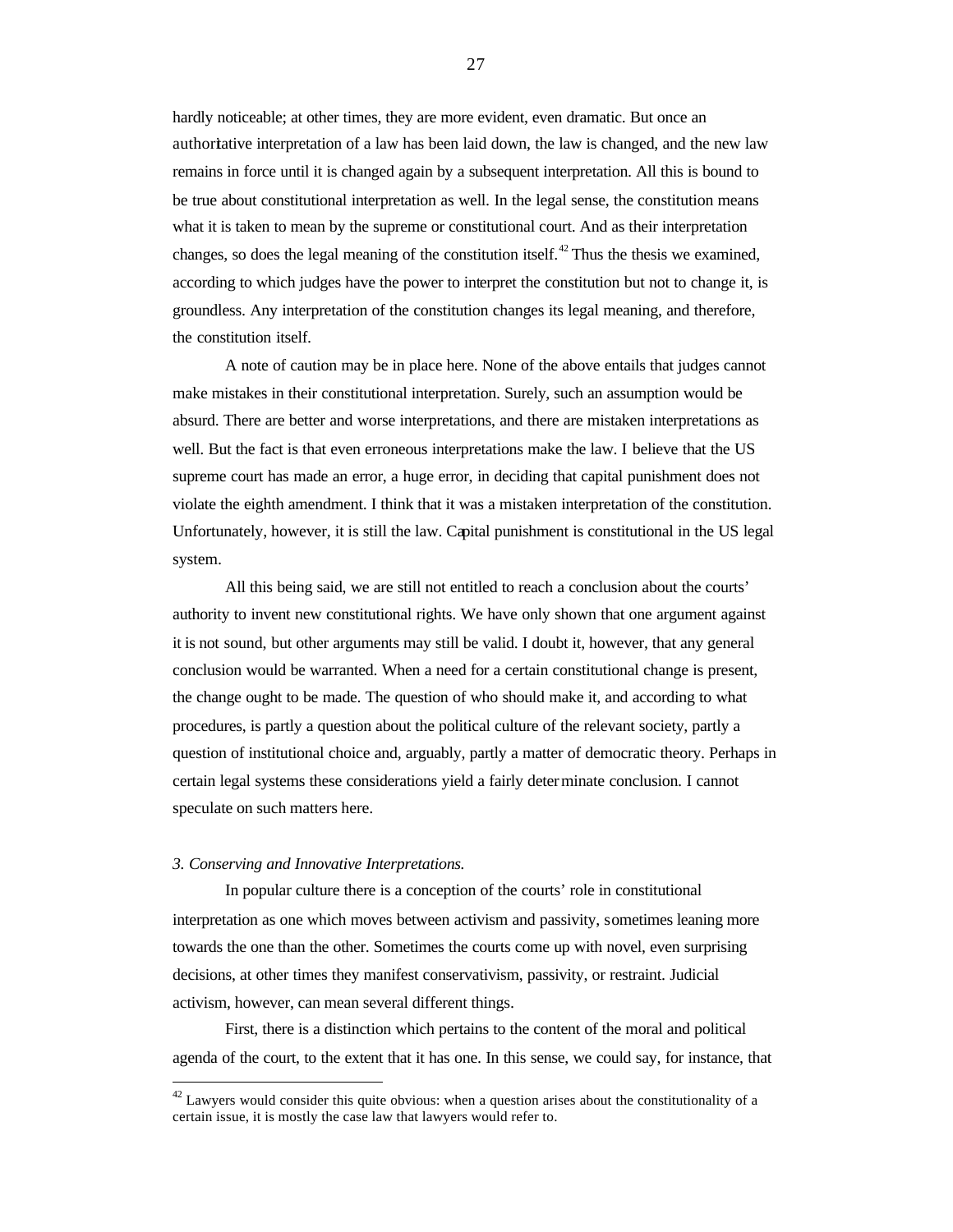hardly noticeable; at other times, they are more evident, even dramatic. But once an authoritative interpretation of a law has been laid down, the law is changed, and the new law remains in force until it is changed again by a subsequent interpretation. All this is bound to be true about constitutional interpretation as well. In the legal sense, the constitution means what it is taken to mean by the supreme or constitutional court. And as their interpretation changes, so does the legal meaning of the constitution itself.[42] Thus the thesis we examined, according to which judges have the power to interpret the constitution but not to change it, is groundless. Any interpretation of the constitution changes its legal meaning, and therefore, the constitution itself.

A note of caution may be in place here. None of the above entails that judges cannot make mistakes in their constitutional interpretation. Surely, such an assumption would be absurd. There are better and worse interpretations, and there are mistaken interpretations as well. But the fact is that even erroneous interpretations make the law. I believe that the US supreme court has made an error, a huge error, in deciding that capital punishment does not violate the eighth amendment. I think that it was a mistaken interpretation of the constitution. Unfortunately, however, it is still the law. Capital punishment is constitutional in the US legal system.

All this being said, we are still not entitled to reach a conclusion about the courts' authority to invent new constitutional rights. We have only shown that one argument against it is not sound, but other arguments may still be valid. I doubt it, however, that any general conclusion would be warranted. When a need for a certain constitutional change is present, the change ought to be made. The question of who should make it, and according to what procedures, is partly a question about the political culture of the relevant society, partly a question of institutional choice and, arguably, partly a matter of democratic theory. Perhaps in certain legal systems these considerations yield a fairly determinate conclusion. I cannot speculate on such matters here.

### *3. Conserving and Innovative Interpretations.*

In popular culture there is a conception of the courts' role in constitutional interpretation as one which moves between activism and passivity, sometimes leaning more towards the one than the other. Sometimes the courts come up with novel, even surprising decisions, at other times they manifest conservativism, passivity, or restraint. Judicial activism, however, can mean several different things.

First, there is a distinction which pertains to the content of the moral and political agenda of the court, to the extent that it has one. In this sense, we could say, for instance, that

---

[42] Lawyers would consider this quite obvious: when a question arises about the constitutionality of a certain issue, it is mostly the case law that lawyers would refer to.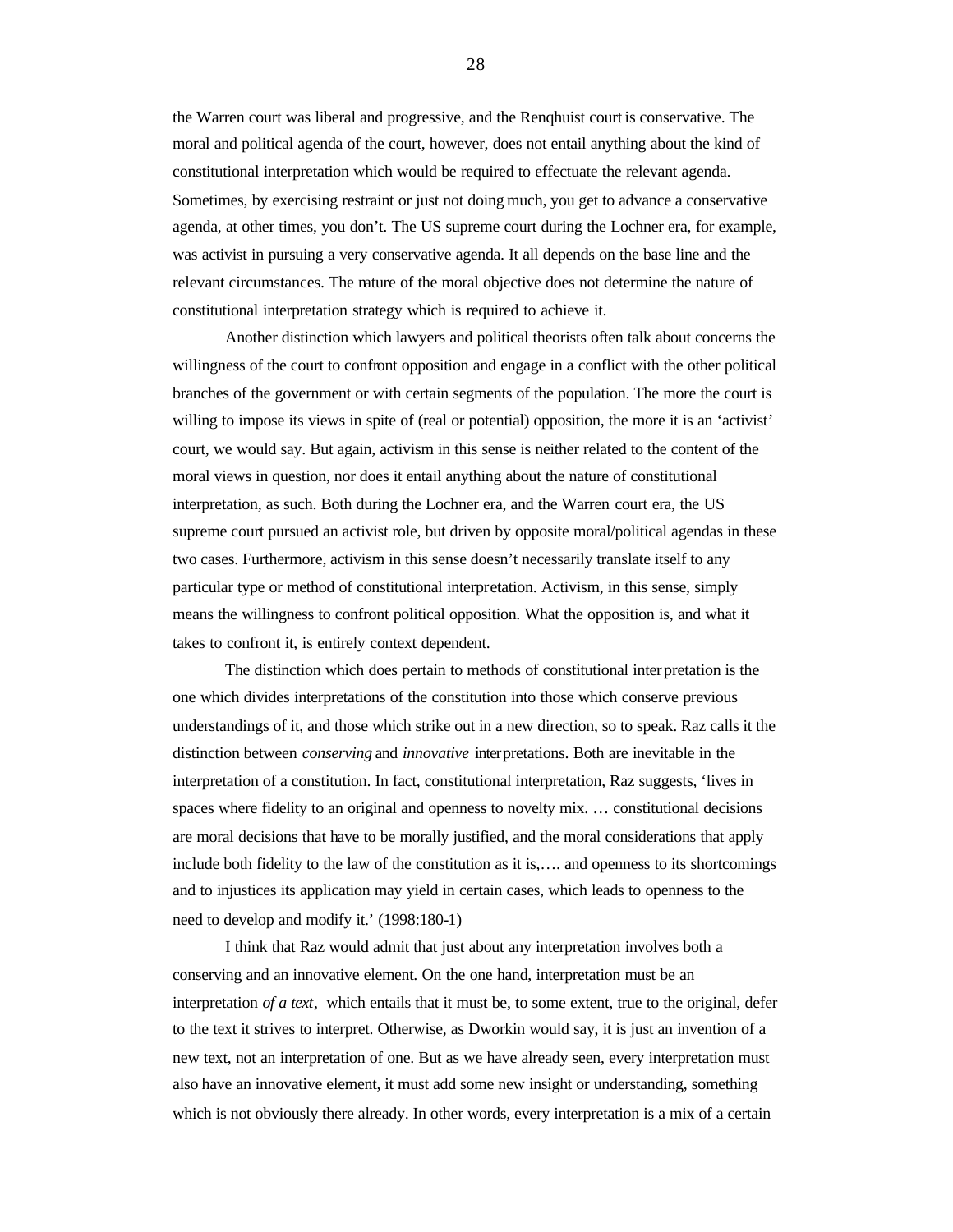the Warren court was liberal and progressive, and the Renqhuist court is conservative. The moral and political agenda of the court, however, does not entail anything about the kind of constitutional interpretation which would be required to effectuate the relevant agenda. Sometimes, by exercising restraint or just not doing much, you get to advance a conservative agenda, at other times, you don't. The US supreme court during the Lochner era, for example, was activist in pursuing a very conservative agenda. It all depends on the base line and the relevant circumstances. The nature of the moral objective does not determine the nature of constitutional interpretation strategy which is required to achieve it.

Another distinction which lawyers and political theorists often talk about concerns the willingness of the court to confront opposition and engage in a conflict with the other political branches of the government or with certain segments of the population. The more the court is willing to impose its views in spite of (real or potential) opposition, the more it is an 'activist' court, we would say. But again, activism in this sense is neither related to the content of the moral views in question, nor does it entail anything about the nature of constitutional interpretation, as such. Both during the Lochner era, and the Warren court era, the US supreme court pursued an activist role, but driven by opposite moral/political agendas in these two cases. Furthermore, activism in this sense doesn't necessarily translate itself to any particular type or method of constitutional interpretation. Activism, in this sense, simply means the willingness to confront political opposition. What the opposition is, and what it takes to confront it, is entirely context dependent.

The distinction which does pertain to methods of constitutional interpretation is the one which divides interpretations of the constitution into those which conserve previous understandings of it, and those which strike out in a new direction, so to speak. Raz calls it the distinction between *conserving* and *innovative* interpretations. Both are inevitable in the interpretation of a constitution. In fact, constitutional interpretation, Raz suggests, 'lives in spaces where fidelity to an original and openness to novelty mix. … constitutional decisions are moral decisions that have to be morally justified, and the moral considerations that apply include both fidelity to the law of the constitution as it is,…. and openness to its shortcomings and to injustices its application may yield in certain cases, which leads to openness to the need to develop and modify it.' (1998:180-1)

I think that Raz would admit that just about any interpretation involves both a conserving and an innovative element. On the one hand, interpretation must be an interpretation *of a text*, which entails that it must be, to some extent, true to the original, defer to the text it strives to interpret. Otherwise, as Dworkin would say, it is just an invention of a new text, not an interpretation of one. But as we have already seen, every interpretation must also have an innovative element, it must add some new insight or understanding, something which is not obviously there already. In other words, every interpretation is a mix of a certain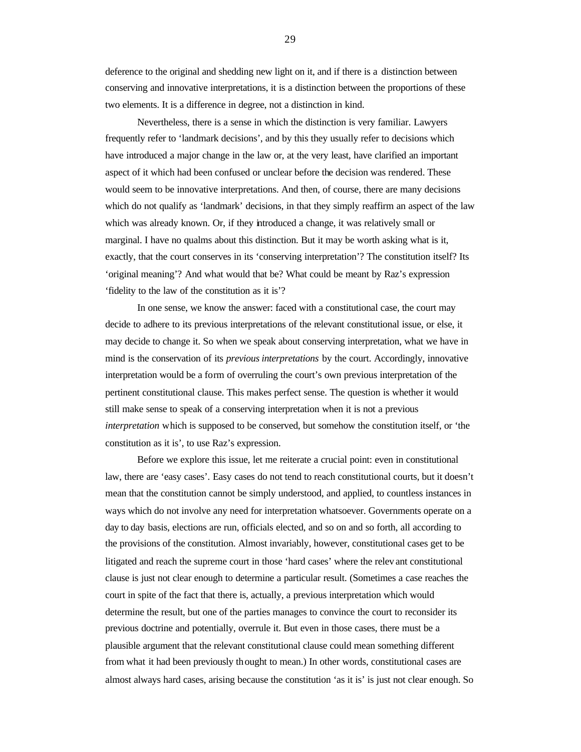deference to the original and shedding new light on it, and if there is a distinction between conserving and innovative interpretations, it is a distinction between the proportions of these two elements. It is a difference in degree, not a distinction in kind.

Nevertheless, there is a sense in which the distinction is very familiar. Lawyers frequently refer to 'landmark decisions', and by this they usually refer to decisions which have introduced a major change in the law or, at the very least, have clarified an important aspect of it which had been confused or unclear before the decision was rendered. These would seem to be innovative interpretations. And then, of course, there are many decisions which do not qualify as 'landmark' decisions, in that they simply reaffirm an aspect of the law which was already known. Or, if they introduced a change, it was relatively small or marginal. I have no qualms about this distinction. But it may be worth asking what is it, exactly, that the court conserves in its 'conserving interpretation'? The constitution itself? Its 'original meaning'? And what would that be? What could be meant by Raz's expression 'fidelity to the law of the constitution as it is'?

In one sense, we know the answer: faced with a constitutional case, the court may decide to adhere to its previous interpretations of the relevant constitutional issue, or else, it may decide to change it. So when we speak about conserving interpretation, what we have in mind is the conservation of its *previous interpretations* by the court. Accordingly, innovative interpretation would be a form of overruling the court's own previous interpretation of the pertinent constitutional clause. This makes perfect sense. The question is whether it would still make sense to speak of a conserving interpretation when it is not a previous *interpretation* which is supposed to be conserved, but somehow the constitution itself, or 'the constitution as it is', to use Raz's expression.

Before we explore this issue, let me reiterate a crucial point: even in constitutional law, there are 'easy cases'. Easy cases do not tend to reach constitutional courts, but it doesn't mean that the constitution cannot be simply understood, and applied, to countless instances in ways which do not involve any need for interpretation whatsoever. Governments operate on a day to day basis, elections are run, officials elected, and so on and so forth, all according to the provisions of the constitution. Almost invariably, however, constitutional cases get to be litigated and reach the supreme court in those 'hard cases' where the relevant constitutional clause is just not clear enough to determine a particular result. (Sometimes a case reaches the court in spite of the fact that there is, actually, a previous interpretation which would determine the result, but one of the parties manages to convince the court to reconsider its previous doctrine and potentially, overrule it. But even in those cases, there must be a plausible argument that the relevant constitutional clause could mean something different from what it had been previously thought to mean.) In other words, constitutional cases are almost always hard cases, arising because the constitution 'as it is' is just not clear enough. So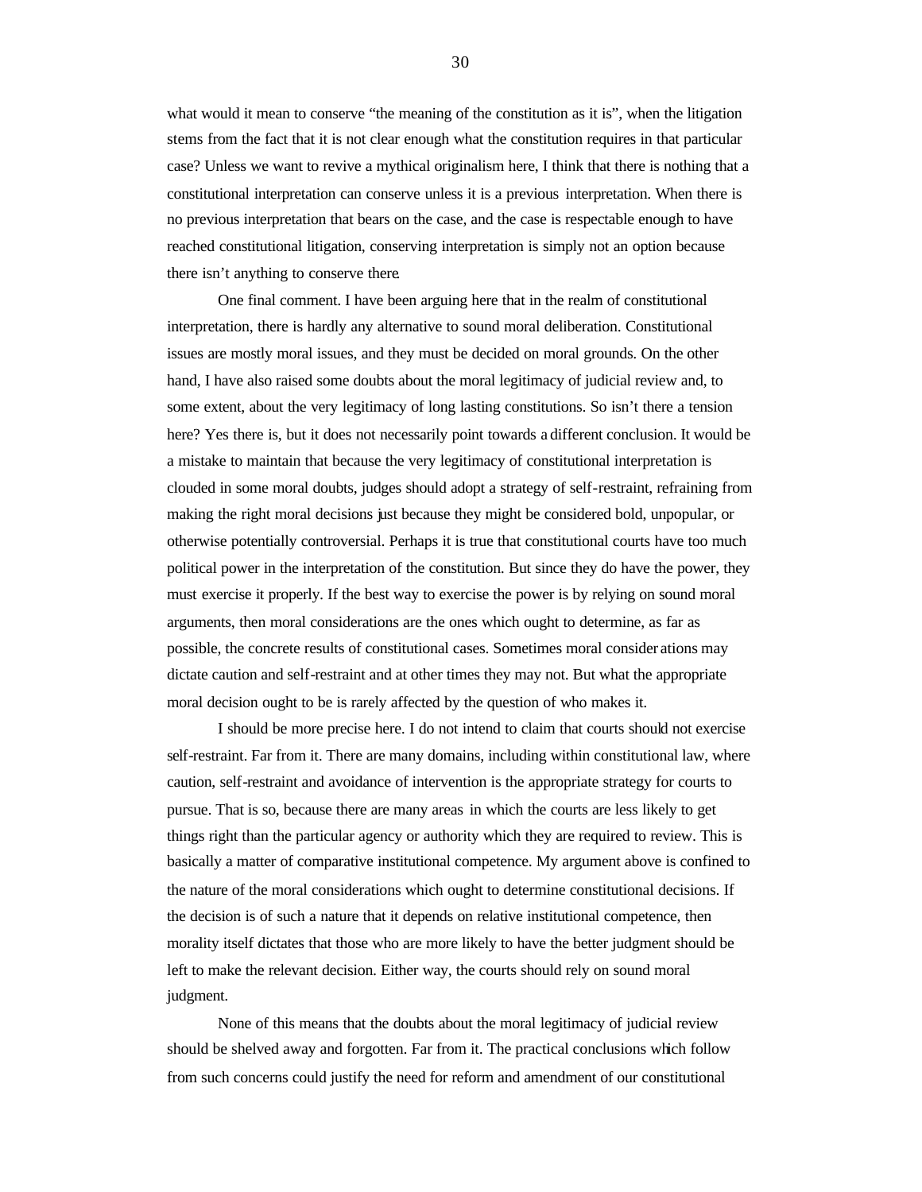what would it mean to conserve "the meaning of the constitution as it is", when the litigation stems from the fact that it is not clear enough what the constitution requires in that particular case? Unless we want to revive a mythical originalism here, I think that there is nothing that a constitutional interpretation can conserve unless it is a previous interpretation. When there is no previous interpretation that bears on the case, and the case is respectable enough to have reached constitutional litigation, conserving interpretation is simply not an option because there isn't anything to conserve there.

One final comment. I have been arguing here that in the realm of constitutional interpretation, there is hardly any alternative to sound moral deliberation. Constitutional issues are mostly moral issues, and they must be decided on moral grounds. On the other hand, I have also raised some doubts about the moral legitimacy of judicial review and, to some extent, about the very legitimacy of long lasting constitutions. So isn't there a tension here? Yes there is, but it does not necessarily point towards a different conclusion. It would be a mistake to maintain that because the very legitimacy of constitutional interpretation is clouded in some moral doubts, judges should adopt a strategy of self-restraint, refraining from making the right moral decisions just because they might be considered bold, unpopular, or otherwise potentially controversial. Perhaps it is true that constitutional courts have too much political power in the interpretation of the constitution. But since they do have the power, they must exercise it properly. If the best way to exercise the power is by relying on sound moral arguments, then moral considerations are the ones which ought to determine, as far as possible, the concrete results of constitutional cases. Sometimes moral considerations may dictate caution and self-restraint and at other times they may not. But what the appropriate moral decision ought to be is rarely affected by the question of who makes it.

I should be more precise here. I do not intend to claim that courts should not exercise self-restraint. Far from it. There are many domains, including within constitutional law, where caution, self-restraint and avoidance of intervention is the appropriate strategy for courts to pursue. That is so, because there are many areas in which the courts are less likely to get things right than the particular agency or authority which they are required to review. This is basically a matter of comparative institutional competence. My argument above is confined to the nature of the moral considerations which ought to determine constitutional decisions. If the decision is of such a nature that it depends on relative institutional competence, then morality itself dictates that those who are more likely to have the better judgment should be left to make the relevant decision. Either way, the courts should rely on sound moral judgment.

None of this means that the doubts about the moral legitimacy of judicial review should be shelved away and forgotten. Far from it. The practical conclusions which follow from such concerns could justify the need for reform and amendment of our constitutional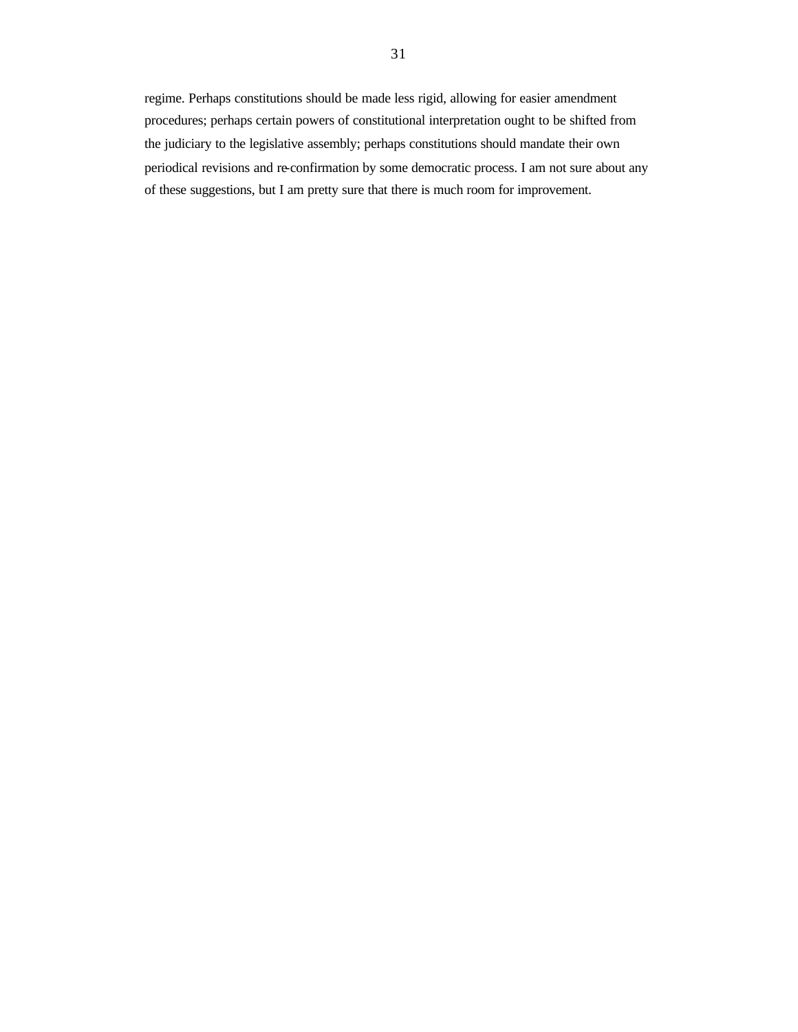regime. Perhaps constitutions should be made less rigid, allowing for easier amendment procedures; perhaps certain powers of constitutional interpretation ought to be shifted from the judiciary to the legislative assembly; perhaps constitutions should mandate their own periodical revisions and re-confirmation by some democratic process. I am not sure about any of these suggestions, but I am pretty sure that there is much room for improvement.